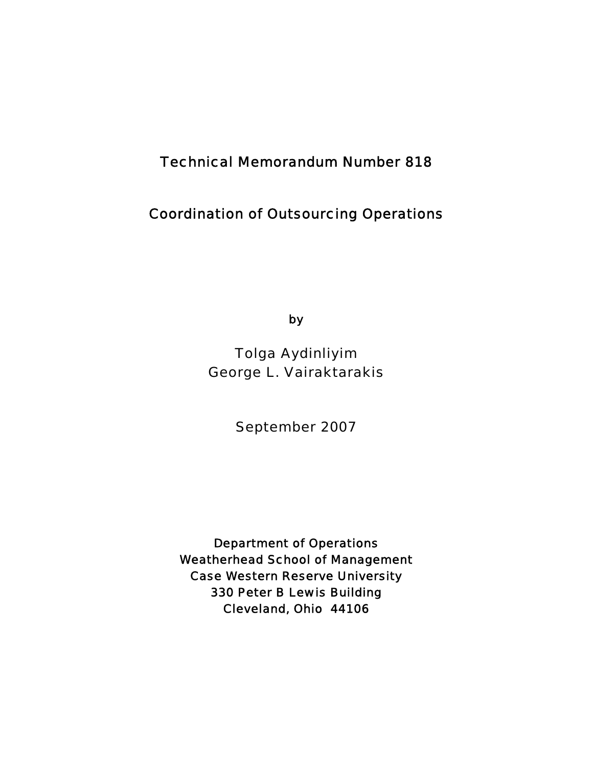Technical Memorandum Number 818

# Coordination of Outsourcing Operations

by

Tolga Aydinliyim
George L. Vairaktarakis

September 2007

Department of Operations
Weatherhead School of Management
Case Western Reserve University
330 Peter B Lewis Building
Cleveland, Ohio 44106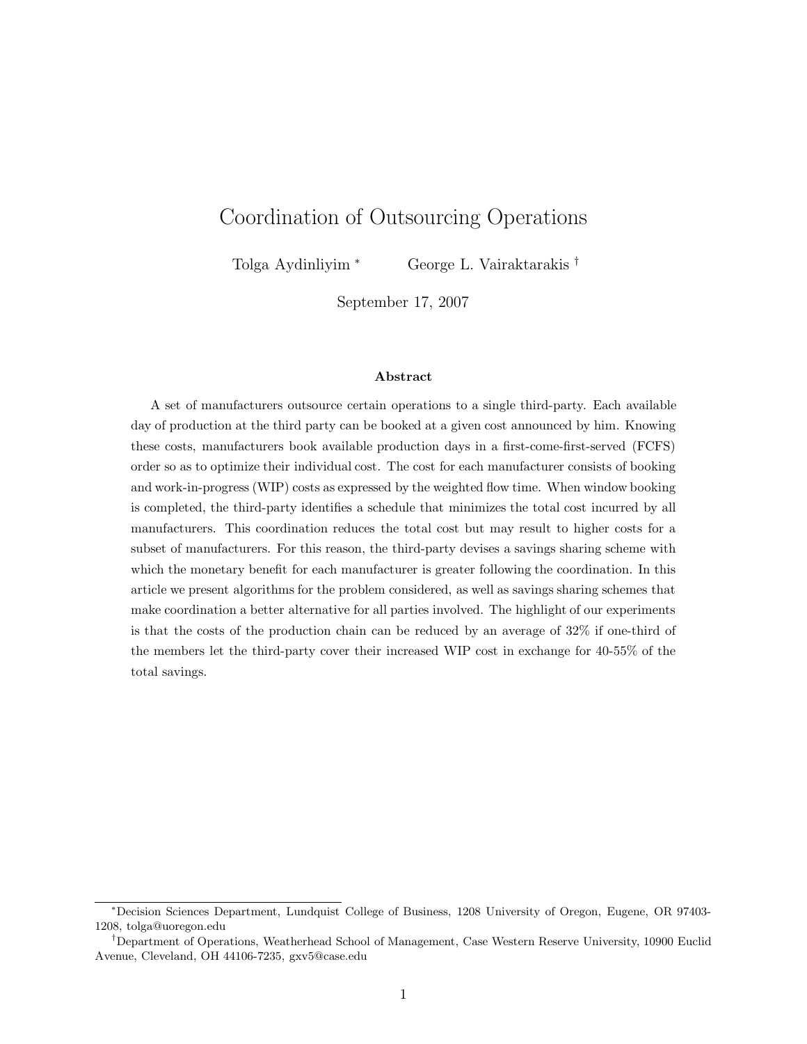# Coordination of Outsourcing Operations

Tolga Aydinliyim [*] George L. Vairaktarakis [†]

September 17, 2007

**Abstract**

A set of manufacturers outsource certain operations to a single third-party. Each available day of production at the third party can be booked at a given cost announced by him. Knowing these costs, manufacturers book available production days in a first-come-first-served (FCFS) order so as to optimize their individual cost. The cost for each manufacturer consists of booking and work-in-progress (WIP) costs as expressed by the weighted flow time. When window booking is completed, the third-party identifies a schedule that minimizes the total cost incurred by all manufacturers. This coordination reduces the total cost but may result to higher costs for a subset of manufacturers. For this reason, the third-party devises a savings sharing scheme with which the monetary benefit for each manufacturer is greater following the coordination. In this article we present algorithms for the problem considered, as well as savings sharing schemes that make coordination a better alternative for all parties involved. The highlight of our experiments is that the costs of the production chain can be reduced by an average of 32% if one-third of the members let the third-party cover their increased WIP cost in exchange for 40-55% of the total savings.

---

[*] Decision Sciences Department, Lundquist College of Business, 1208 University of Oregon, Eugene, OR 97403-1208, tolga@uoregon.edu

[†] Department of Operations, Weatherhead School of Management, Case Western Reserve University, 10900 Euclid Avenue, Cleveland, OH 44106-7235, gxv5@case.edu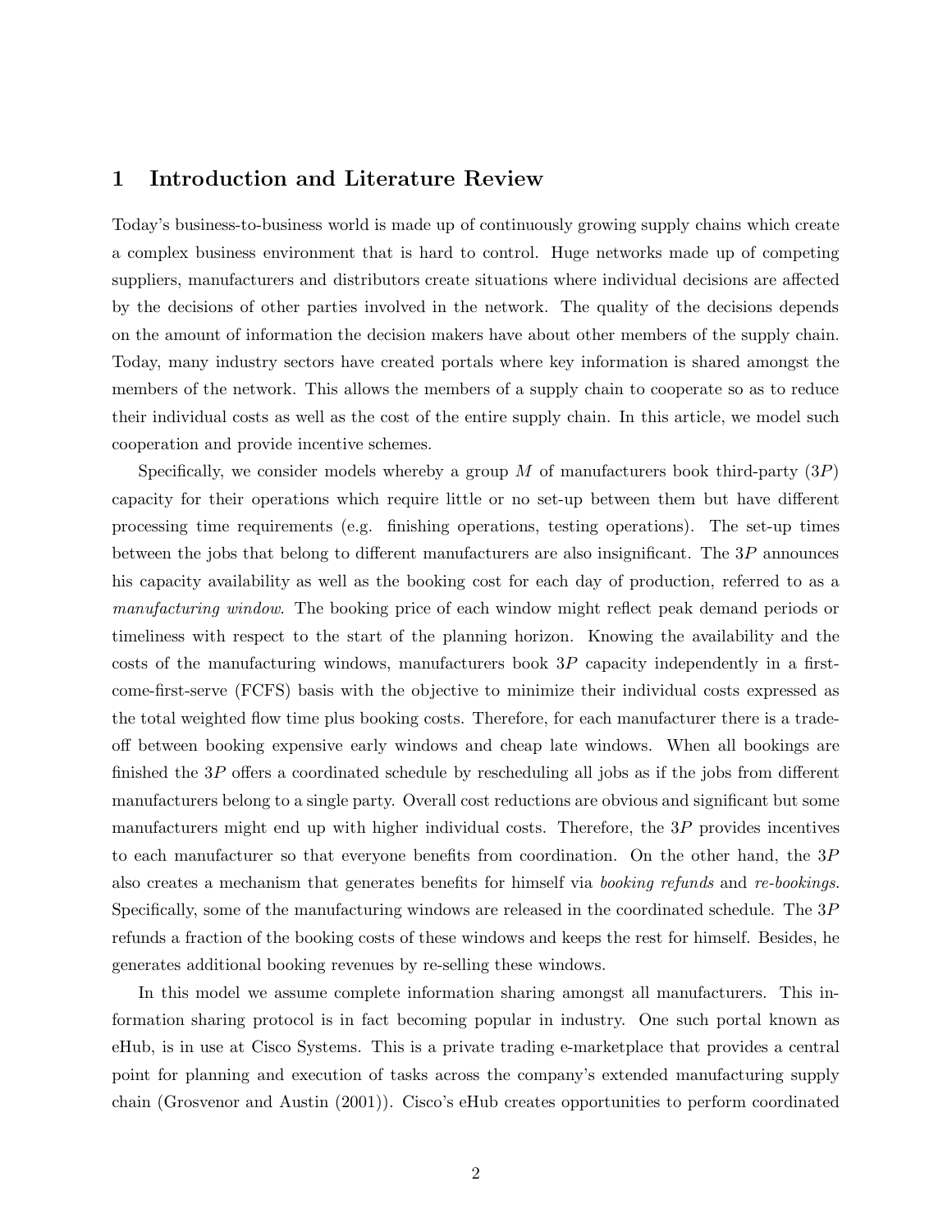# 1 Introduction and Literature Review

Today's business-to-business world is made up of continuously growing supply chains which create a complex business environment that is hard to control. Huge networks made up of competing suppliers, manufacturers and distributors create situations where individual decisions are affected by the decisions of other parties involved in the network. The quality of the decisions depends on the amount of information the decision makers have about other members of the supply chain. Today, many industry sectors have created portals where key information is shared amongst the members of the network. This allows the members of a supply chain to cooperate so as to reduce their individual costs as well as the cost of the entire supply chain. In this article, we model such cooperation and provide incentive schemes.

Specifically, we consider models whereby a group $M$ of manufacturers book third-party ($3P$) capacity for their operations which require little or no set-up between them but have different processing time requirements (e.g. finishing operations, testing operations). The set-up times between the jobs that belong to different manufacturers are also insignificant. The $3P$ announces his capacity availability as well as the booking cost for each day of production, referred to as a *manufacturing window*. The booking price of each window might reflect peak demand periods or timeliness with respect to the start of the planning horizon. Knowing the availability and the costs of the manufacturing windows, manufacturers book $3P$ capacity independently in a first-come-first-serve (FCFS) basis with the objective to minimize their individual costs expressed as the total weighted flow time plus booking costs. Therefore, for each manufacturer there is a trade-off between booking expensive early windows and cheap late windows. When all bookings are finished the $3P$ offers a coordinated schedule by rescheduling all jobs as if the jobs from different manufacturers belong to a single party. Overall cost reductions are obvious and significant but some manufacturers might end up with higher individual costs. Therefore, the $3P$ provides incentives to each manufacturer so that everyone benefits from coordination. On the other hand, the $3P$ also creates a mechanism that generates benefits for himself via *booking refunds* and *re-bookings*. Specifically, some of the manufacturing windows are released in the coordinated schedule. The $3P$ refunds a fraction of the booking costs of these windows and keeps the rest for himself. Besides, he generates additional booking revenues by re-selling these windows.

In this model we assume complete information sharing amongst all manufacturers. This information sharing protocol is in fact becoming popular in industry. One such portal known as eHub, is in use at Cisco Systems. This is a private trading e-marketplace that provides a central point for planning and execution of tasks across the company's extended manufacturing supply chain (Grosvenor and Austin (2001)). Cisco's eHub creates opportunities to perform coordinated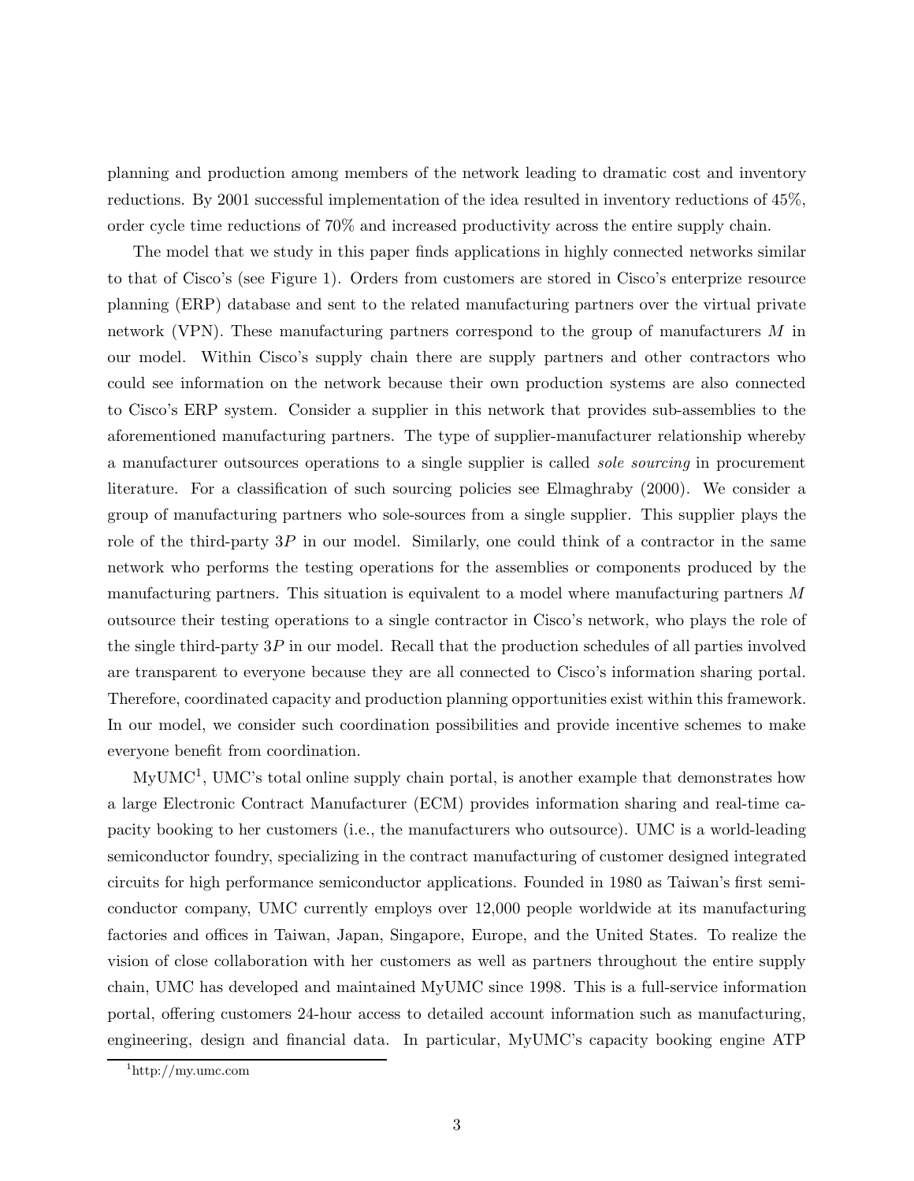planning and production among members of the network leading to dramatic cost and inventory reductions. By 2001 successful implementation of the idea resulted in inventory reductions of 45%, order cycle time reductions of 70% and increased productivity across the entire supply chain.

The model that we study in this paper finds applications in highly connected networks similar to that of Cisco's (see Figure 1). Orders from customers are stored in Cisco's enterprize resource planning (ERP) database and sent to the related manufacturing partners over the virtual private network (VPN). These manufacturing partners correspond to the group of manufacturers $M$ in our model. Within Cisco's supply chain there are supply partners and other contractors who could see information on the network because their own production systems are also connected to Cisco's ERP system. Consider a supplier in this network that provides sub-assemblies to the aforementioned manufacturing partners. The type of supplier-manufacturer relationship whereby a manufacturer outsources operations to a single supplier is called *sole sourcing* in procurement literature. For a classification of such sourcing policies see Elmaghraby (2000). We consider a group of manufacturing partners who sole-sources from a single supplier. This supplier plays the role of the third-party $3P$ in our model. Similarly, one could think of a contractor in the same network who performs the testing operations for the assemblies or components produced by the manufacturing partners. This situation is equivalent to a model where manufacturing partners $M$ outsource their testing operations to a single contractor in Cisco's network, who plays the role of the single third-party $3P$ in our model. Recall that the production schedules of all parties involved are transparent to everyone because they are all connected to Cisco's information sharing portal. Therefore, coordinated capacity and production planning opportunities exist within this framework. In our model, we consider such coordination possibilities and provide incentive schemes to make everyone benefit from coordination.

MyUMC[1], UMC's total online supply chain portal, is another example that demonstrates how a large Electronic Contract Manufacturer (ECM) provides information sharing and real-time capacity booking to her customers (i.e., the manufacturers who outsource). UMC is a world-leading semiconductor foundry, specializing in the contract manufacturing of customer designed integrated circuits for high performance semiconductor applications. Founded in 1980 as Taiwan's first semiconductor company, UMC currently employs over 12,000 people worldwide at its manufacturing factories and offices in Taiwan, Japan, Singapore, Europe, and the United States. To realize the vision of close collaboration with her customers as well as partners throughout the entire supply chain, UMC has developed and maintained MyUMC since 1998. This is a full-service information portal, offering customers 24-hour access to detailed account information such as manufacturing, engineering, design and financial data. In particular, MyUMC's capacity booking engine ATP

[1] http://my.umc.com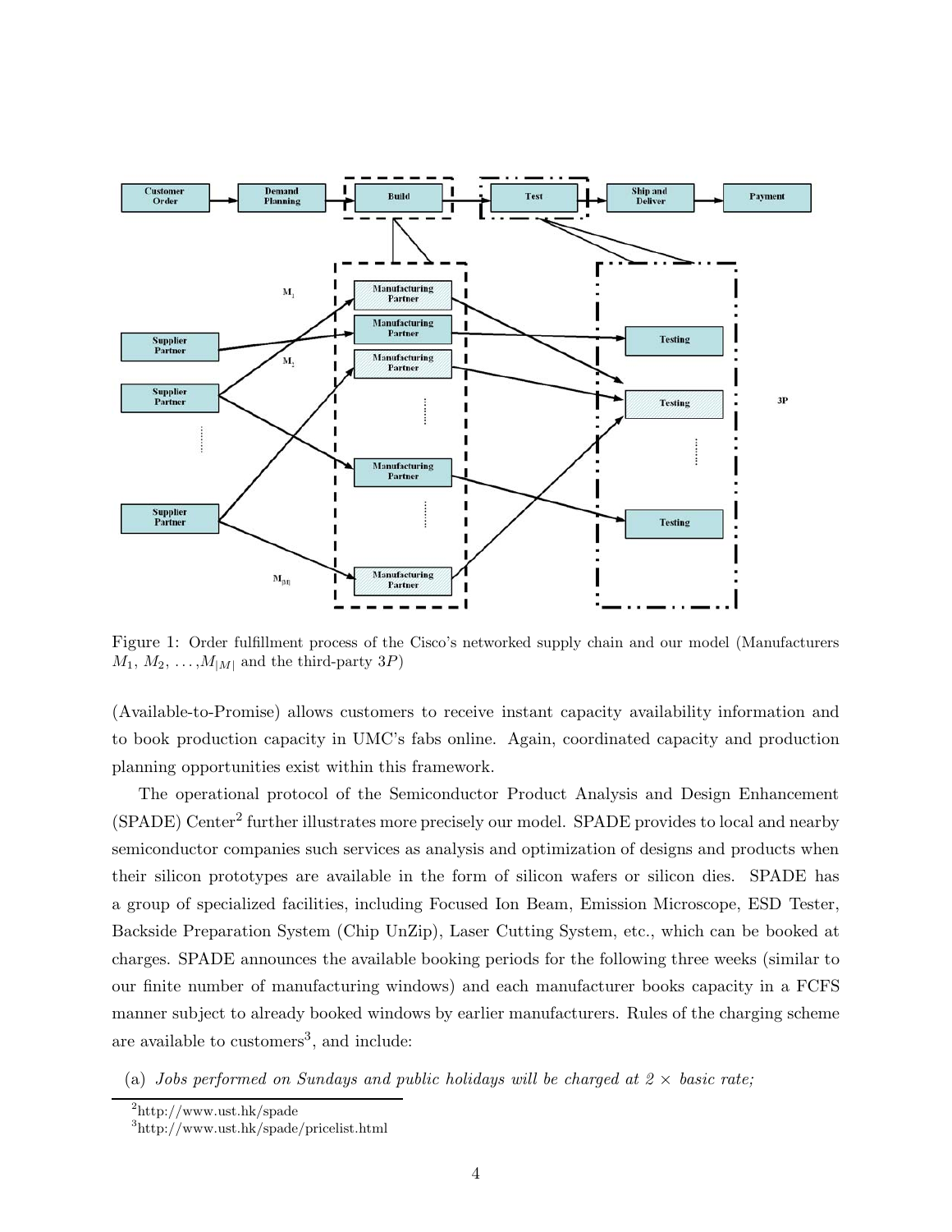Figure 1: Order fulfillment process of the Cisco's networked supply chain and our model (Manufacturers $M_1$, $M_2$, ..., $M_{|M|}$ and the third-party $3P$)

(Available-to-Promise) allows customers to receive instant capacity availability information and to book production capacity in UMC's fabs online. Again, coordinated capacity and production planning opportunities exist within this framework.

The operational protocol of the Semiconductor Product Analysis and Design Enhancement (SPADE) Center[2] further illustrates more precisely our model. SPADE provides to local and nearby semiconductor companies such services as analysis and optimization of designs and products when their silicon prototypes are available in the form of silicon wafers or silicon dies. SPADE has a group of specialized facilities, including Focused Ion Beam, Emission Microscope, ESD Tester, Backside Preparation System (Chip UnZip), Laser Cutting System, etc., which can be booked at charges. SPADE announces the available booking periods for the following three weeks (similar to our finite number of manufacturing windows) and each manufacturer books capacity in a FCFS manner subject to already booked windows by earlier manufacturers. Rules of the charging scheme are available to customers[3], and include:

(a) *Jobs performed on Sundays and public holidays will be charged at 2 × basic rate;*

[2] http://www.ust.hk/spade

[3] http://www.ust.hk/spade/pricelist.html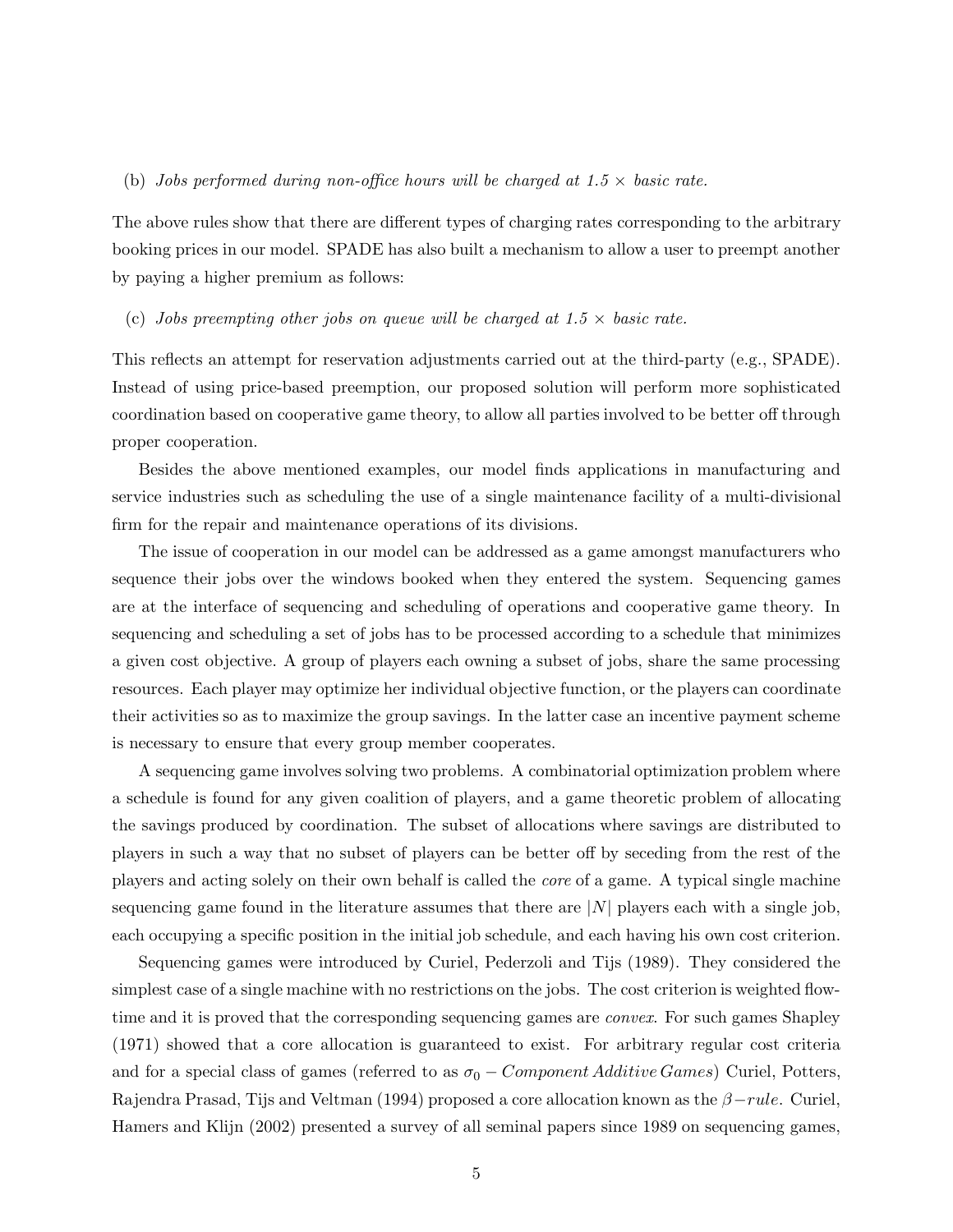(b) *Jobs performed during non-office hours will be charged at 1.5 × basic rate.*

The above rules show that there are different types of charging rates corresponding to the arbitrary booking prices in our model. SPADE has also built a mechanism to allow a user to preempt another by paying a higher premium as follows:

(c) *Jobs preempting other jobs on queue will be charged at 1.5 × basic rate.*

This reflects an attempt for reservation adjustments carried out at the third-party (e.g., SPADE). Instead of using price-based preemption, our proposed solution will perform more sophisticated coordination based on cooperative game theory, to allow all parties involved to be better off through proper cooperation.

Besides the above mentioned examples, our model finds applications in manufacturing and service industries such as scheduling the use of a single maintenance facility of a multi-divisional firm for the repair and maintenance operations of its divisions.

The issue of cooperation in our model can be addressed as a game amongst manufacturers who sequence their jobs over the windows booked when they entered the system. Sequencing games are at the interface of sequencing and scheduling of operations and cooperative game theory. In sequencing and scheduling a set of jobs has to be processed according to a schedule that minimizes a given cost objective. A group of players each owning a subset of jobs, share the same processing resources. Each player may optimize her individual objective function, or the players can coordinate their activities so as to maximize the group savings. In the latter case an incentive payment scheme is necessary to ensure that every group member cooperates.

A sequencing game involves solving two problems. A combinatorial optimization problem where a schedule is found for any given coalition of players, and a game theoretic problem of allocating the savings produced by coordination. The subset of allocations where savings are distributed to players in such a way that no subset of players can be better off by seceding from the rest of the players and acting solely on their own behalf is called the *core* of a game. A typical single machine sequencing game found in the literature assumes that there are $|N|$ players each with a single job, each occupying a specific position in the initial job schedule, and each having his own cost criterion.

Sequencing games were introduced by Curiel, Pederzoli and Tijs (1989). They considered the simplest case of a single machine with no restrictions on the jobs. The cost criterion is weighted flow-time and it is proved that the corresponding sequencing games are *convex*. For such games Shapley (1971) showed that a core allocation is guaranteed to exist. For arbitrary regular cost criteria and for a special class of games (referred to as $\sigma_0 - Component\,Additive\,Games$) Curiel, Potters, Rajendra Prasad, Tijs and Veltman (1994) proposed a core allocation known as the $\beta - rule$. Curiel, Hamers and Klijn (2002) presented a survey of all seminal papers since 1989 on sequencing games,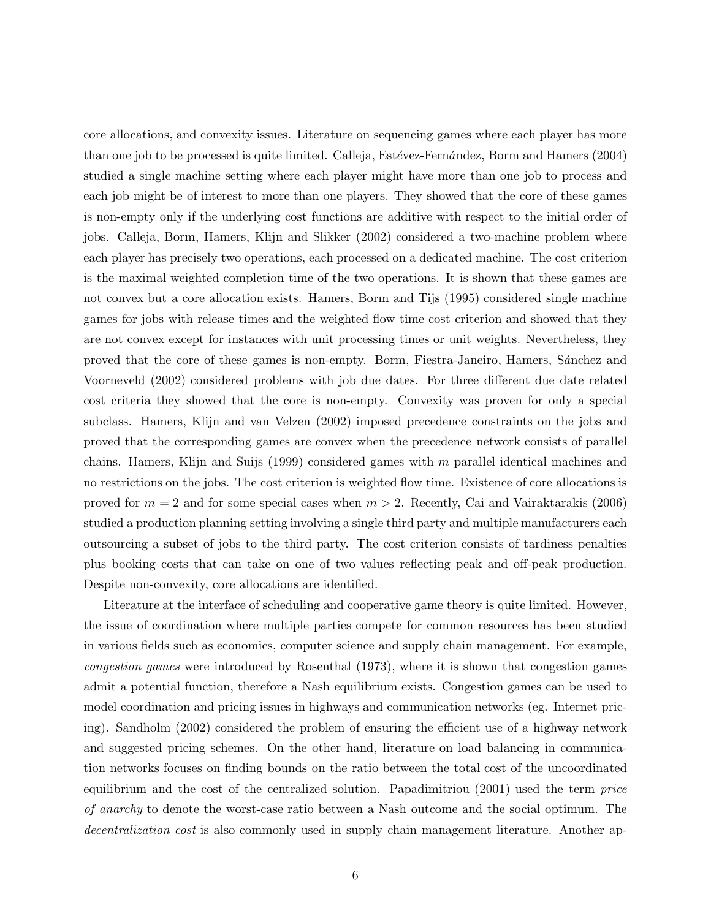core allocations, and convexity issues. Literature on sequencing games where each player has more than one job to be processed is quite limited. Calleja, Estévez-Fernández, Borm and Hamers (2004) studied a single machine setting where each player might have more than one job to process and each job might be of interest to more than one players. They showed that the core of these games is non-empty only if the underlying cost functions are additive with respect to the initial order of jobs. Calleja, Borm, Hamers, Klijn and Slikker (2002) considered a two-machine problem where each player has precisely two operations, each processed on a dedicated machine. The cost criterion is the maximal weighted completion time of the two operations. It is shown that these games are not convex but a core allocation exists. Hamers, Borm and Tijs (1995) considered single machine games for jobs with release times and the weighted flow time cost criterion and showed that they are not convex except for instances with unit processing times or unit weights. Nevertheless, they proved that the core of these games is non-empty. Borm, Fiestra-Janeiro, Hamers, Sánchez and Voorneveld (2002) considered problems with job due dates. For three different due date related cost criteria they showed that the core is non-empty. Convexity was proven for only a special subclass. Hamers, Klijn and van Velzen (2002) imposed precedence constraints on the jobs and proved that the corresponding games are convex when the precedence network consists of parallel chains. Hamers, Klijn and Suijs (1999) considered games with $m$ parallel identical machines and no restrictions on the jobs. The cost criterion is weighted flow time. Existence of core allocations is proved for $m = 2$ and for some special cases when $m > 2$. Recently, Cai and Vairaktarakis (2006) studied a production planning setting involving a single third party and multiple manufacturers each outsourcing a subset of jobs to the third party. The cost criterion consists of tardiness penalties plus booking costs that can take on one of two values reflecting peak and off-peak production. Despite non-convexity, core allocations are identified.

Literature at the interface of scheduling and cooperative game theory is quite limited. However, the issue of coordination where multiple parties compete for common resources has been studied in various fields such as economics, computer science and supply chain management. For example, *congestion games* were introduced by Rosenthal (1973), where it is shown that congestion games admit a potential function, therefore a Nash equilibrium exists. Congestion games can be used to model coordination and pricing issues in highways and communication networks (eg. Internet pricing). Sandholm (2002) considered the problem of ensuring the efficient use of a highway network and suggested pricing schemes. On the other hand, literature on load balancing in communication networks focuses on finding bounds on the ratio between the total cost of the uncoordinated equilibrium and the cost of the centralized solution. Papadimitriou (2001) used the term *price of anarchy* to denote the worst-case ratio between a Nash outcome and the social optimum. The *decentralization cost* is also commonly used in supply chain management literature. Another ap-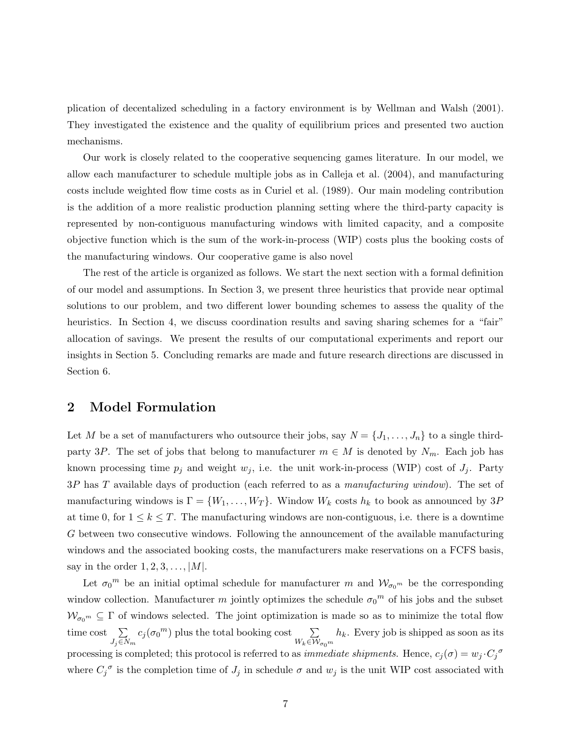plication of decentalized scheduling in a factory environment is by Wellman and Walsh (2001). They investigated the existence and the quality of equilibrium prices and presented two auction mechanisms.

Our work is closely related to the cooperative sequencing games literature. In our model, we allow each manufacturer to schedule multiple jobs as in Calleja et al. (2004), and manufacturing costs include weighted flow time costs as in Curiel et al. (1989). Our main modeling contribution is the addition of a more realistic production planning setting where the third-party capacity is represented by non-contiguous manufacturing windows with limited capacity, and a composite objective function which is the sum of the work-in-process (WIP) costs plus the booking costs of the manufacturing windows. Our cooperative game is also novel

The rest of the article is organized as follows. We start the next section with a formal definition of our model and assumptions. In Section 3, we present three heuristics that provide near optimal solutions to our problem, and two different lower bounding schemes to assess the quality of the heuristics. In Section 4, we discuss coordination results and saving sharing schemes for a "fair" allocation of savings. We present the results of our computational experiments and report our insights in Section 5. Concluding remarks are made and future research directions are discussed in Section 6.

## 2 Model Formulation

Let $M$ be a set of manufacturers who outsource their jobs, say $N = \{J_1, \ldots, J_n\}$ to a single third-party $3P$. The set of jobs that belong to manufacturer $m \in M$ is denoted by $N_m$. Each job has known processing time $p_j$ and weight $w_j$, i.e. the unit work-in-process (WIP) cost of $J_j$. Party $3P$ has $T$ available days of production (each referred to as a *manufacturing window*). The set of manufacturing windows is $\Gamma = \{W_1, \ldots, W_T\}$. Window $W_k$ costs $h_k$ to book as announced by $3P$ at time 0, for $1 \leq k \leq T$. The manufacturing windows are non-contiguous, i.e. there is a downtime $G$ between two consecutive windows. Following the announcement of the available manufacturing windows and the associated booking costs, the manufacturers make reservations on a FCFS basis, say in the order $1, 2, 3, \ldots, |M|$.

Let ${\sigma_0}^m$ be an initial optimal schedule for manufacturer $m$ and $\mathcal{W}_{{\sigma_0}^m}$ be the corresponding window collection. Manufacturer $m$ jointly optimizes the schedule ${\sigma_0}^m$ of his jobs and the subset $\mathcal{W}_{{\sigma_0}^m} \subseteq \Gamma$ of windows selected. The joint optimization is made so as to minimize the total flow time cost $\sum_{J_j \in N_m} c_j({\sigma_0}^m)$ plus the total booking cost $\sum_{W_k \in \mathcal{W}_{{\sigma_0}^m}} h_k$. Every job is shipped as soon as its processing is completed; this protocol is referred to as *immediate shipments.* Hence, $c_j(\sigma) = w_j \cdot {C_j}^{\sigma}$ where ${C_j}^{\sigma}$ is the completion time of $J_j$ in schedule $\sigma$ and $w_j$ is the unit WIP cost associated with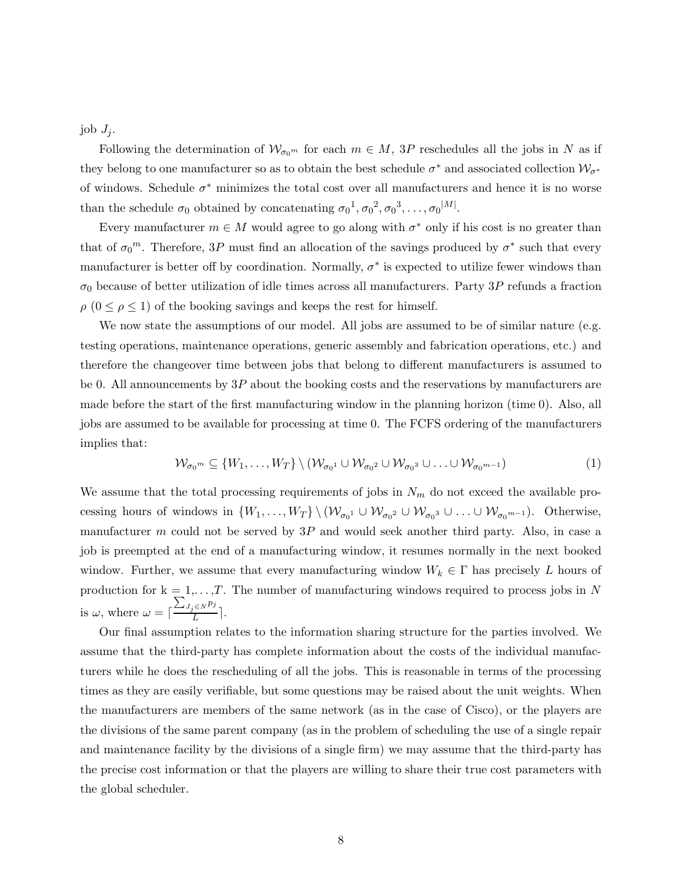job $J_j$.

Following the determination of $\mathcal{W}_{\sigma_0{}^m}$ for each $m \in M$, $3P$ reschedules all the jobs in $N$ as if they belong to one manufacturer so as to obtain the best schedule $\sigma^*$ and associated collection $\mathcal{W}_{\sigma^*}$ of windows. Schedule $\sigma^*$ minimizes the total cost over all manufacturers and hence it is no worse than the schedule $\sigma_0$ obtained by concatenating $\sigma_0{}^1, \sigma_0{}^2, \sigma_0{}^3, \ldots, \sigma_0{}^{|M|}$.

Every manufacturer $m \in M$ would agree to go along with $\sigma^*$ only if his cost is no greater than that of $\sigma_0{}^m$. Therefore, $3P$ must find an allocation of the savings produced by $\sigma^*$ such that every manufacturer is better off by coordination. Normally, $\sigma^*$ is expected to utilize fewer windows than $\sigma_0$ because of better utilization of idle times across all manufacturers. Party $3P$ refunds a fraction $\rho$ ($0 \leq \rho \leq 1$) of the booking savings and keeps the rest for himself.

We now state the assumptions of our model. All jobs are assumed to be of similar nature (e.g. testing operations, maintenance operations, generic assembly and fabrication operations, etc.) and therefore the changeover time between jobs that belong to different manufacturers is assumed to be 0. All announcements by $3P$ about the booking costs and the reservations by manufacturers are made before the start of the first manufacturing window in the planning horizon (time 0). Also, all jobs are assumed to be available for processing at time 0. The FCFS ordering of the manufacturers implies that:

$$\mathcal{W}_{\sigma_0{}^m} \subseteq \{W_1, \ldots, W_T\} \setminus (\mathcal{W}_{\sigma_0{}^1} \cup \mathcal{W}_{\sigma_0{}^2} \cup \mathcal{W}_{\sigma_0{}^3} \cup \ldots \cup \mathcal{W}_{\sigma_0{}^{m-1}}) \tag{1}$$

We assume that the total processing requirements of jobs in $N_m$ do not exceed the available processing hours of windows in $\{W_1, \ldots, W_T\} \setminus (\mathcal{W}_{\sigma_0{}^1} \cup \mathcal{W}_{\sigma_0{}^2} \cup \mathcal{W}_{\sigma_0{}^3} \cup \ldots \cup \mathcal{W}_{\sigma_0{}^{m-1}})$. Otherwise, manufacturer $m$ could not be served by $3P$ and would seek another third party. Also, in case a job is preempted at the end of a manufacturing window, it resumes normally in the next booked window. Further, we assume that every manufacturing window $W_k \in \Gamma$ has precisely $L$ hours of production for k = 1,...,$T$. The number of manufacturing windows required to process jobs in $N$ is $\omega$, where $\omega = \lceil \frac{\sum_{J_j \in N} p_j}{L} \rceil$.

Our final assumption relates to the information sharing structure for the parties involved. We assume that the third-party has complete information about the costs of the individual manufacturers while he does the rescheduling of all the jobs. This is reasonable in terms of the processing times as they are easily verifiable, but some questions may be raised about the unit weights. When the manufacturers are members of the same network (as in the case of Cisco), or the players are the divisions of the same parent company (as in the problem of scheduling the use of a single repair and maintenance facility by the divisions of a single firm) we may assume that the third-party has the precise cost information or that the players are willing to share their true cost parameters with the global scheduler.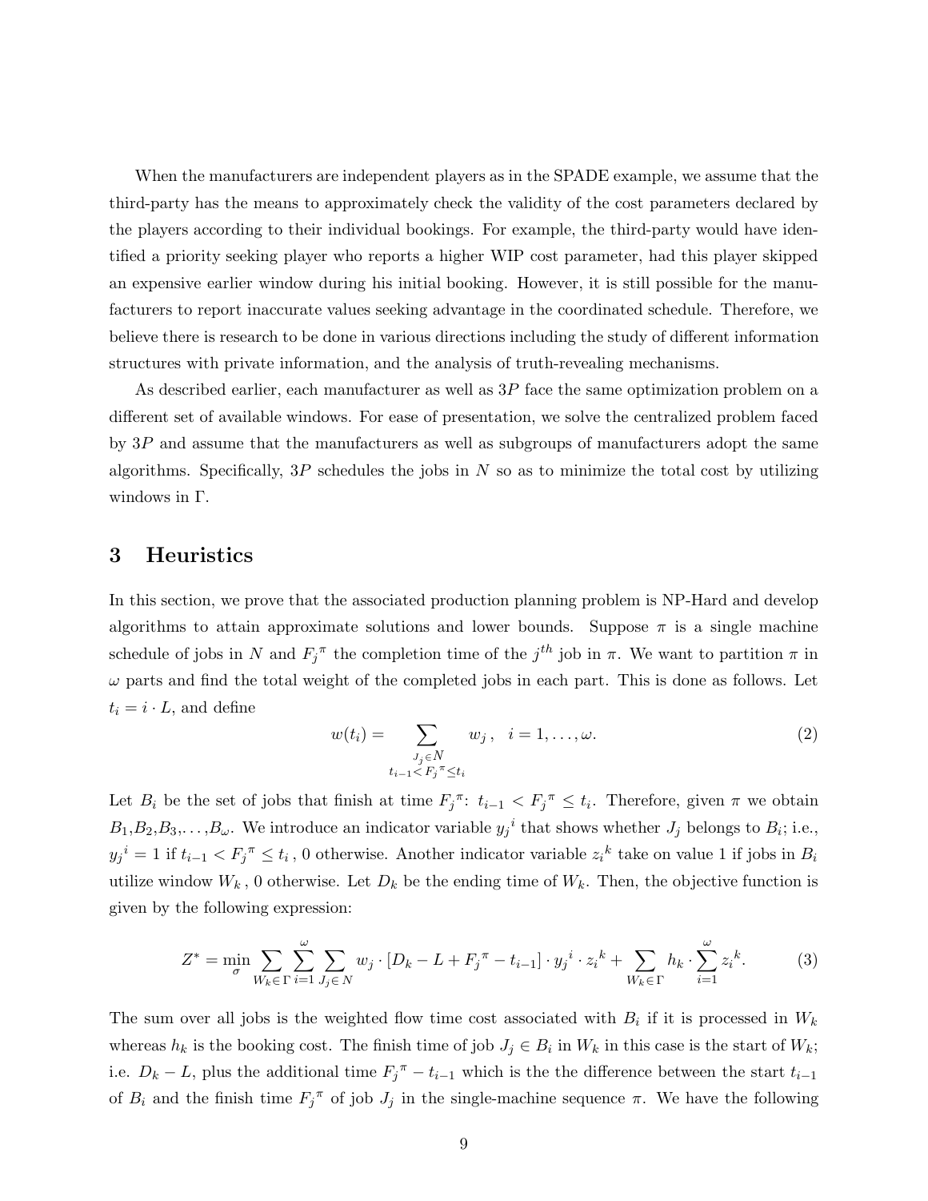When the manufacturers are independent players as in the SPADE example, we assume that the third-party has the means to approximately check the validity of the cost parameters declared by the players according to their individual bookings. For example, the third-party would have identified a priority seeking player who reports a higher WIP cost parameter, had this player skipped an expensive earlier window during his initial booking. However, it is still possible for the manufacturers to report inaccurate values seeking advantage in the coordinated schedule. Therefore, we believe there is research to be done in various directions including the study of different information structures with private information, and the analysis of truth-revealing mechanisms.

As described earlier, each manufacturer as well as $3P$ face the same optimization problem on a different set of available windows. For ease of presentation, we solve the centralized problem faced by $3P$ and assume that the manufacturers as well as subgroups of manufacturers adopt the same algorithms. Specifically, $3P$ schedules the jobs in $N$ so as to minimize the total cost by utilizing windows in $\Gamma$.

# 3 Heuristics

In this section, we prove that the associated production planning problem is NP-Hard and develop algorithms to attain approximate solutions and lower bounds. Suppose $\pi$ is a single machine schedule of jobs in $N$ and ${F_j}^{\pi}$ the completion time of the $j^{th}$ job in $\pi$. We want to partition $\pi$ in $\omega$ parts and find the total weight of the completed jobs in each part. This is done as follows. Let $t_i = i \cdot L$, and define

$$w(t_i) = \sum_{\substack{J_j \in N \\ t_{i-1} < {F_j}^{\pi} \leq t_i}} w_j \,, \quad i = 1, \ldots, \omega. \tag{2}$$

Let $B_i$ be the set of jobs that finish at time ${F_j}^{\pi}$: $t_{i-1} < {F_j}^{\pi} \leq t_i$. Therefore, given $\pi$ we obtain $B_1$,$B_2$,$B_3$,$\ldots$,$B_\omega$. We introduce an indicator variable ${y_j}^i$ that shows whether $J_j$ belongs to $B_i$; i.e., ${y_j}^i = 1$ if $t_{i-1} < {F_j}^{\pi} \leq t_i$ , 0 otherwise. Another indicator variable ${z_i}^k$ take on value 1 if jobs in $B_i$ utilize window $W_k$ , 0 otherwise. Let $D_k$ be the ending time of $W_k$. Then, the objective function is given by the following expression:

$$Z^* = \min_{\sigma} \sum_{W_k \in \Gamma} \sum_{i=1}^{\omega} \sum_{J_j \in N} w_j \cdot [D_k - L + {F_j}^{\pi} - t_{i-1}] \cdot {y_j}^i \cdot {z_i}^k + \sum_{W_k \in \Gamma} h_k \cdot \sum_{i=1}^{\omega} {z_i}^k. \tag{3}$$

The sum over all jobs is the weighted flow time cost associated with $B_i$ if it is processed in $W_k$ whereas $h_k$ is the booking cost. The finish time of job $J_j \in B_i$ in $W_k$ in this case is the start of $W_k$; i.e. $D_k - L$, plus the additional time ${F_j}^{\pi} - t_{i-1}$ which is the the difference between the start $t_{i-1}$ of $B_i$ and the finish time ${F_j}^{\pi}$ of job $J_j$ in the single-machine sequence $\pi$. We have the following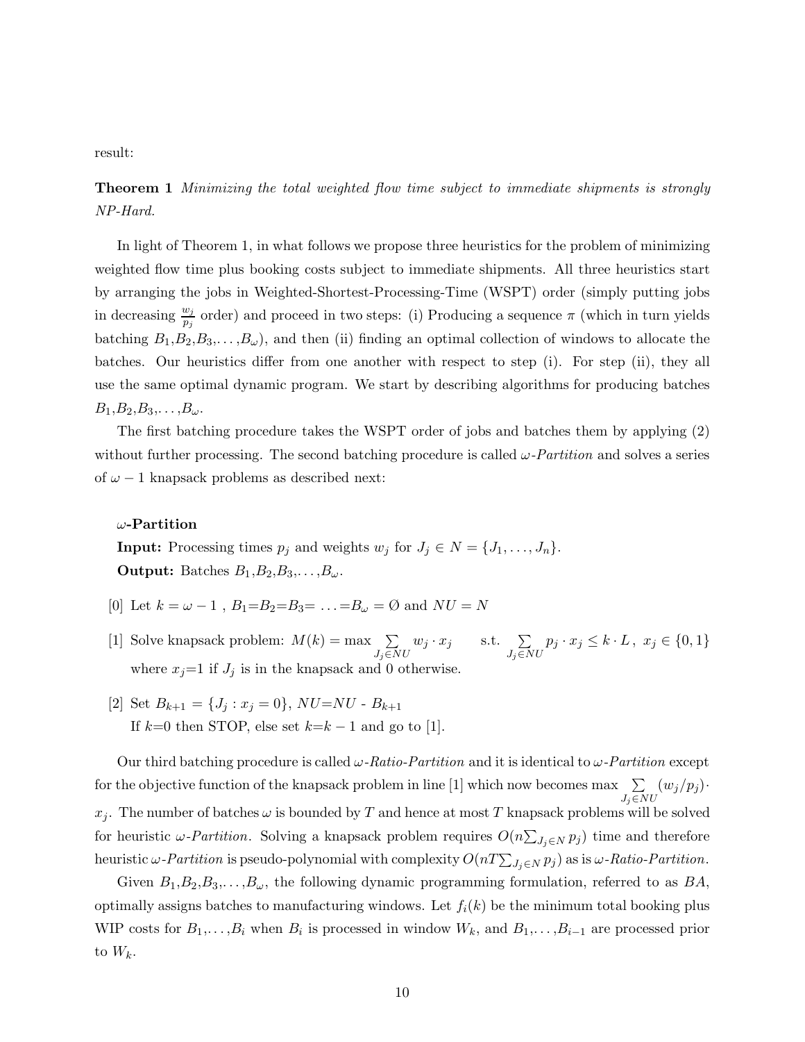result:

**Theorem 1** *Minimizing the total weighted flow time subject to immediate shipments is strongly NP-Hard.*

In light of Theorem 1, in what follows we propose three heuristics for the problem of minimizing weighted flow time plus booking costs subject to immediate shipments. All three heuristics start by arranging the jobs in Weighted-Shortest-Processing-Time (WSPT) order (simply putting jobs in decreasing $\frac{w_j}{p_j}$ order) and proceed in two steps: (i) Producing a sequence $\pi$ (which in turn yields batching $B_1$,$B_2$,$B_3$,...,$B_\omega$), and then (ii) finding an optimal collection of windows to allocate the batches. Our heuristics differ from one another with respect to step (i). For step (ii), they all use the same optimal dynamic program. We start by describing algorithms for producing batches $B_1$,$B_2$,$B_3$,...,$B_\omega$.

The first batching procedure takes the WSPT order of jobs and batches them by applying (2) without further processing. The second batching procedure is called *$\omega$-Partition* and solves a series of $\omega - 1$ knapsack problems as described next:

**$\omega$-Partition**

**Input:** Processing times $p_j$ and weights $w_j$ for $J_j \in N = \{J_1, \ldots, J_n\}$.

**Output:** Batches $B_1$,$B_2$,$B_3$,...,$B_\omega$.

[0] Let $k = \omega - 1$ , $B_1$=$B_2$=$B_3$= ...=$B_\omega$ = Ø and $NU = N$

[1] Solve knapsack problem: $M(k) = \max \sum_{J_j \in NU} w_j \cdot x_j \quad$ s.t. $\sum_{J_j \in NU} p_j \cdot x_j \leq k \cdot L \, , \; x_j \in \{0, 1\}$ where $x_j$=1 if $J_j$ is in the knapsack and 0 otherwise.

[2] Set $B_{k+1} = \{J_j : x_j = 0\}$, $NU$=$NU$ - $B_{k+1}$
If $k$=0 then STOP, else set $k$=$k - 1$ and go to [1].

Our third batching procedure is called *$\omega$-Ratio-Partition* and it is identical to *$\omega$-Partition* except for the objective function of the knapsack problem in line [1] which now becomes $\max \sum_{J_j \in NU} (w_j/p_j) \cdot x_j$. The number of batches $\omega$ is bounded by $T$ and hence at most $T$ knapsack problems will be solved for heuristic *$\omega$-Partition*. Solving a knapsack problem requires $O(n \sum_{J_j \in N} p_j)$ time and therefore heuristic *$\omega$-Partition* is pseudo-polynomial with complexity $O(nT \sum_{J_j \in N} p_j)$ as is *$\omega$-Ratio-Partition*.

Given $B_1$,$B_2$,$B_3$,...,$B_\omega$, the following dynamic programming formulation, referred to as *BA*, optimally assigns batches to manufacturing windows. Let $f_i(k)$ be the minimum total booking plus WIP costs for $B_1$,...,$B_i$ when $B_i$ is processed in window $W_k$, and $B_1$,...,$B_{i-1}$ are processed prior to $W_k$.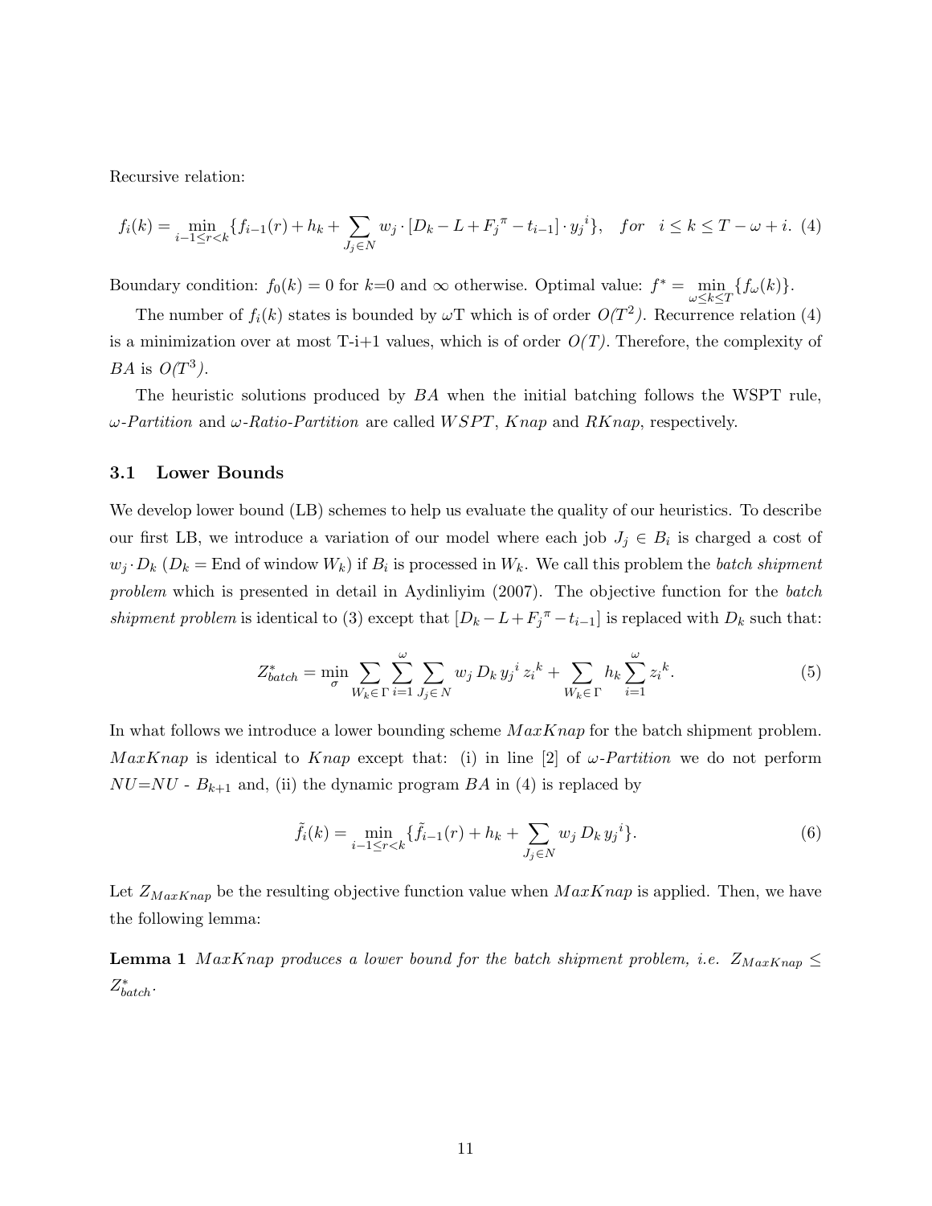Recursive relation:

$$f_i(k) = \min_{i-1 \leq r < k} \{f_{i-1}(r) + h_k + \sum_{J_j \in N} w_j \cdot [D_k - L + F_j^{\pi} - t_{i-1}] \cdot y_j^{\,i}\}, \quad for \quad i \leq k \leq T - \omega + i. \quad (4)$$

Boundary condition: $f_0(k) = 0$ for $k$=0 and $\infty$ otherwise. Optimal value: $f^* = \min_{\omega \leq k \leq T} \{f_\omega(k)\}$.

The number of $f_i(k)$ states is bounded by $\omega$T which is of order $O(T^2)$. Recurrence relation (4) is a minimization over at most T-i+1 values, which is of order $O(T)$. Therefore, the complexity of $BA$ is $O(T^3)$.

The heuristic solutions produced by $BA$ when the initial batching follows the WSPT rule, $\omega$-*Partition* and $\omega$-*Ratio-Partition* are called $WSPT$, $Knap$ and $RKnap$, respectively.

### 3.1 Lower Bounds

We develop lower bound (LB) schemes to help us evaluate the quality of our heuristics. To describe our first LB, we introduce a variation of our model where each job $J_j \in B_i$ is charged a cost of $w_j \cdot D_k$ ($D_k$ = End of window $W_k$) if $B_i$ is processed in $W_k$. We call this problem the *batch shipment problem* which is presented in detail in Aydinliyim (2007). The objective function for the *batch shipment problem* is identical to (3) except that $[D_k - L + F_j^{\pi} - t_{i-1}]$ is replaced with $D_k$ such that:

$$Z^*_{batch} = \min_{\sigma} \sum_{W_k \in \Gamma} \sum_{i=1}^{\omega} \sum_{J_j \in N} w_j \, D_k \, y_j^{\,i} \, z_i^{\,k} + \sum_{W_k \in \Gamma} h_k \sum_{i=1}^{\omega} z_i^{\,k}. \quad (5)$$

In what follows we introduce a lower bounding scheme $MaxKnap$ for the batch shipment problem. $MaxKnap$ is identical to $Knap$ except that: (i) in line [2] of $\omega$-*Partition* we do not perform $NU$=$NU$ - $B_{k+1}$ and, (ii) the dynamic program $BA$ in (4) is replaced by

$$\tilde{f}_i(k) = \min_{i-1 \leq r < k} \{\tilde{f}_{i-1}(r) + h_k + \sum_{J_j \in N} w_j \, D_k \, y_j^{\,i}\}. \quad (6)$$

Let $Z_{MaxKnap}$ be the resulting objective function value when $MaxKnap$ is applied. Then, we have the following lemma:

**Lemma 1** *$MaxKnap$ produces a lower bound for the batch shipment problem, i.e. $Z_{MaxKnap} \leq Z^*_{batch}$.*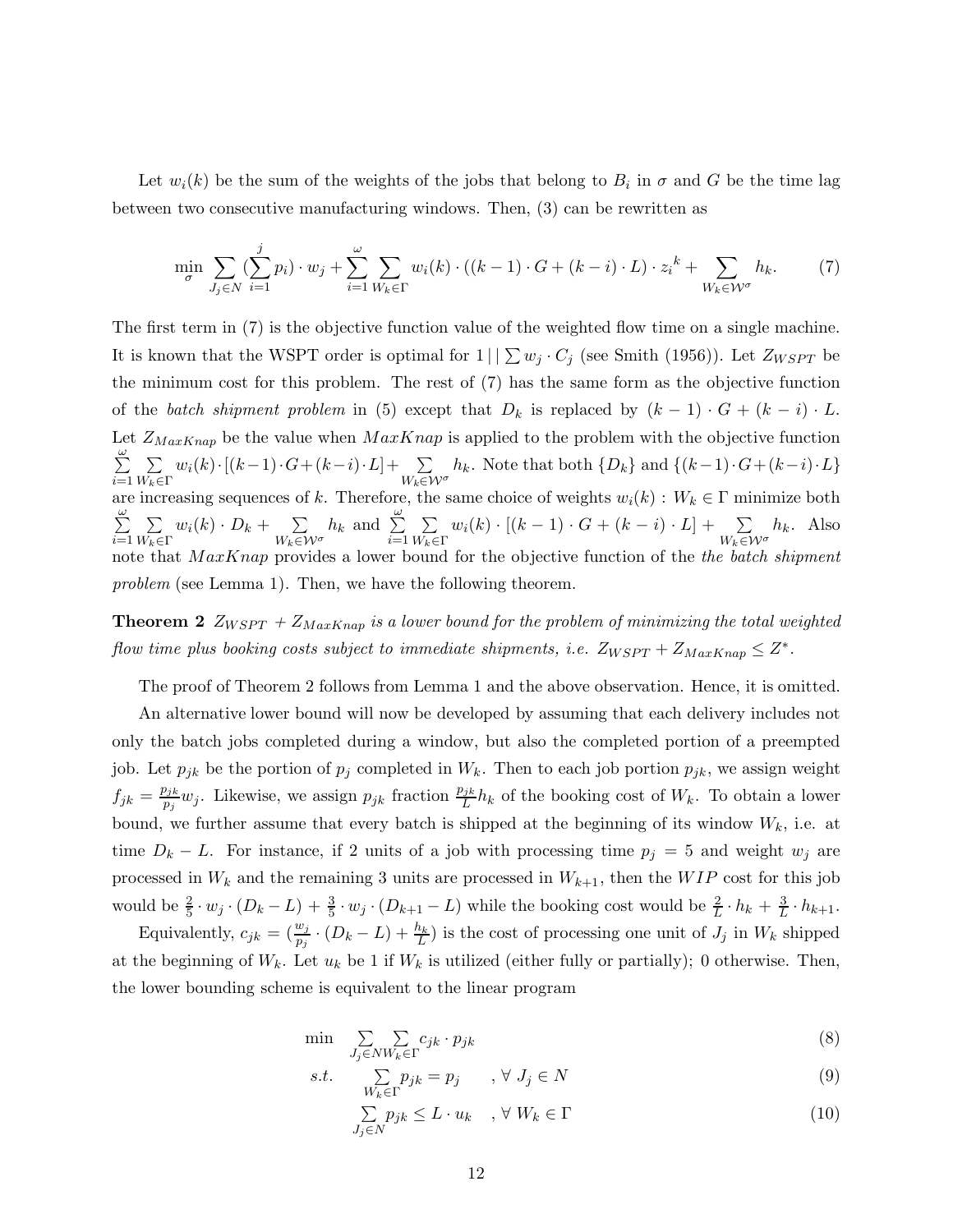Let $w_i(k)$ be the sum of the weights of the jobs that belong to $B_i$ in $\sigma$ and $G$ be the time lag between two consecutive manufacturing windows. Then, (3) can be rewritten as

$$\min_{\sigma} \sum_{J_j \in N} (\sum_{i=1}^{j} p_i) \cdot w_j + \sum_{i=1}^{\omega} \sum_{W_k \in \Gamma} w_i(k) \cdot ((k-1) \cdot G + (k-i) \cdot L) \cdot {z_i}^k + \sum_{W_k \in \mathcal{W}^\sigma} h_k. \tag{7}$$

The first term in (7) is the objective function value of the weighted flow time on a single machine. It is known that the WSPT order is optimal for $1 \,|\,|\, \sum w_j \cdot C_j$ (see Smith (1956)). Let $Z_{WSPT}$ be the minimum cost for this problem. The rest of (7) has the same form as the objective function of the *batch shipment problem* in (5) except that $D_k$ is replaced by $(k-1) \cdot G + (k-i) \cdot L$. Let $Z_{MaxKnap}$ be the value when $MaxKnap$ is applied to the problem with the objective function $\sum_{i=1}^{\omega} \sum_{W_k \in \Gamma} w_i(k) \cdot [(k-1) \cdot G + (k-i) \cdot L] + \sum_{W_k \in \mathcal{W}^\sigma} h_k$. Note that both $\{D_k\}$ and $\{(k-1) \cdot G + (k-i) \cdot L\}$ are increasing sequences of $k$. Therefore, the same choice of weights $w_i(k) : W_k \in \Gamma$ minimize both $\sum_{i=1}^{\omega} \sum_{W_k \in \Gamma} w_i(k) \cdot D_k + \sum_{W_k \in \mathcal{W}^\sigma} h_k$ and $\sum_{i=1}^{\omega} \sum_{W_k \in \Gamma} w_i(k) \cdot [(k-1) \cdot G + (k-i) \cdot L] + \sum_{W_k \in \mathcal{W}^\sigma} h_k$. Also note that $MaxKnap$ provides a lower bound for the objective function of the *the batch shipment problem* (see Lemma 1). Then, we have the following theorem.

**Theorem 2** *$Z_{WSPT} + Z_{MaxKnap}$ is a lower bound for the problem of minimizing the total weighted flow time plus booking costs subject to immediate shipments, i.e. $Z_{WSPT} + Z_{MaxKnap} \leq Z^*$.*

The proof of Theorem 2 follows from Lemma 1 and the above observation. Hence, it is omitted.

An alternative lower bound will now be developed by assuming that each delivery includes not only the batch jobs completed during a window, but also the completed portion of a preempted job. Let $p_{jk}$ be the portion of $p_j$ completed in $W_k$. Then to each job portion $p_{jk}$, we assign weight $f_{jk} = \frac{p_{jk}}{p_j} w_j$. Likewise, we assign $p_{jk}$ fraction $\frac{p_{jk}}{L} h_k$ of the booking cost of $W_k$. To obtain a lower bound, we further assume that every batch is shipped at the beginning of its window $W_k$, i.e. at time $D_k - L$. For instance, if 2 units of a job with processing time $p_j = 5$ and weight $w_j$ are processed in $W_k$ and the remaining 3 units are processed in $W_{k+1}$, then the $WIP$ cost for this job would be $\frac{2}{5} \cdot w_j \cdot (D_k - L) + \frac{3}{5} \cdot w_j \cdot (D_{k+1} - L)$ while the booking cost would be $\frac{2}{L} \cdot h_k + \frac{3}{L} \cdot h_{k+1}$.

Equivalently, $c_{jk} = (\frac{w_j}{p_j} \cdot (D_k - L) + \frac{h_k}{L})$ is the cost of processing one unit of $J_j$ in $W_k$ shipped at the beginning of $W_k$. Let $u_k$ be 1 if $W_k$ is utilized (either fully or partially); 0 otherwise. Then, the lower bounding scheme is equivalent to the linear program

$$\min \quad \sum_{J_j \in N} \sum_{W_k \in \Gamma} c_{jk} \cdot p_{jk} \tag{8}$$

$$s.t. \quad \sum_{W_k \in \Gamma} p_{jk} = p_j \quad , \forall \; J_j \in N \tag{9}$$

$$\sum_{J_j \in N} p_{jk} \leq L \cdot u_k \quad , \forall \; W_k \in \Gamma \tag{10}$$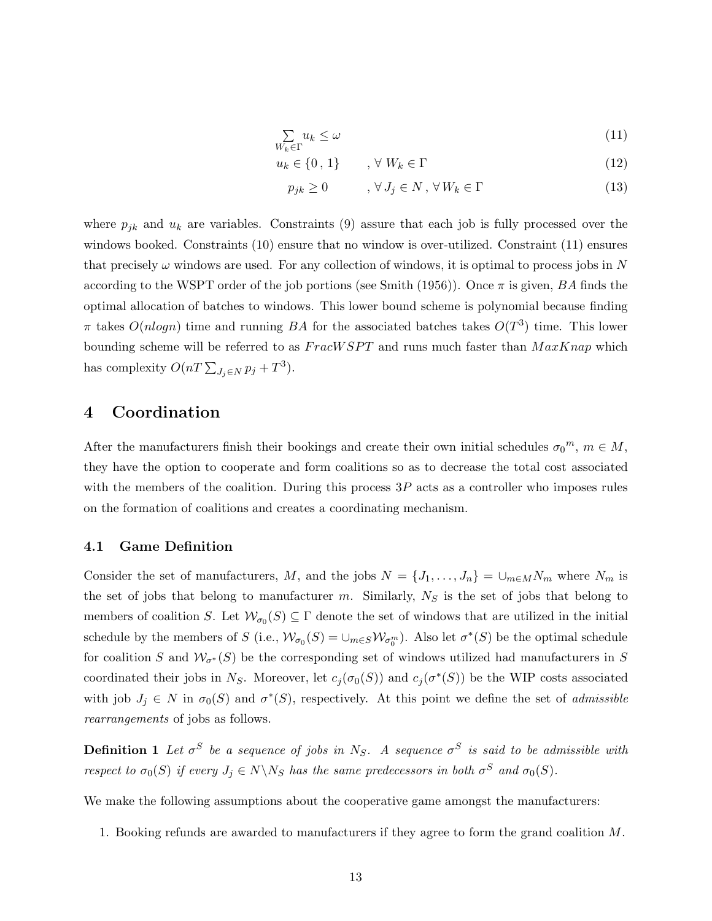$$\sum_{W_k \in \Gamma} u_k \leq \omega \tag{11}$$

$$u_k \in \{0\,,\,1\} \qquad ,\; \forall\; W_k \in \Gamma \tag{12}$$

$$p_{jk} \geq 0 \qquad ,\; \forall\; J_j \in N\,,\, \forall\, W_k \in \Gamma \tag{13}$$

where $p_{jk}$ and $u_k$ are variables. Constraints (9) assure that each job is fully processed over the windows booked. Constraints (10) ensure that no window is over-utilized. Constraint (11) ensures that precisely $\omega$ windows are used. For any collection of windows, it is optimal to process jobs in $N$ according to the WSPT order of the job portions (see Smith (1956)). Once $\pi$ is given, $BA$ finds the optimal allocation of batches to windows. This lower bound scheme is polynomial because finding $\pi$ takes $O(nlogn)$ time and running $BA$ for the associated batches takes $O(T^3)$ time. This lower bounding scheme will be referred to as $FracWSPT$ and runs much faster than $MaxKnap$ which has complexity $O(nT\sum_{J_j \in N} p_j + T^3)$.

## 4 Coordination

After the manufacturers finish their bookings and create their own initial schedules ${\sigma_0}^m$, $m \in M$, they have the option to cooperate and form coalitions so as to decrease the total cost associated with the members of the coalition. During this process $3P$ acts as a controller who imposes rules on the formation of coalitions and creates a coordinating mechanism.

### 4.1 Game Definition

Consider the set of manufacturers, $M$, and the jobs $N = \{J_1, \ldots, J_n\} = \cup_{m \in M} N_m$ where $N_m$ is the set of jobs that belong to manufacturer $m$. Similarly, $N_S$ is the set of jobs that belong to members of coalition $S$. Let $\mathcal{W}_{\sigma_0}(S) \subseteq \Gamma$ denote the set of windows that are utilized in the initial schedule by the members of $S$ (i.e., $\mathcal{W}_{\sigma_0}(S) = \cup_{m \in S} \mathcal{W}_{\sigma_0^m}$). Also let $\sigma^*(S)$ be the optimal schedule for coalition $S$ and $\mathcal{W}_{\sigma^*}(S)$ be the corresponding set of windows utilized had manufacturers in $S$ coordinated their jobs in $N_S$. Moreover, let $c_j(\sigma_0(S))$ and $c_j(\sigma^*(S))$ be the WIP costs associated with job $J_j \in N$ in $\sigma_0(S)$ and $\sigma^*(S)$, respectively. At this point we define the set of *admissible rearrangements* of jobs as follows.

**Definition 1** *Let $\sigma^S$ be a sequence of jobs in $N_S$. A sequence $\sigma^S$ is said to be admissible with respect to $\sigma_0(S)$ if every $J_j \in N \backslash N_S$ has the same predecessors in both $\sigma^S$ and $\sigma_0(S)$.*

We make the following assumptions about the cooperative game amongst the manufacturers:

1. Booking refunds are awarded to manufacturers if they agree to form the grand coalition $M$.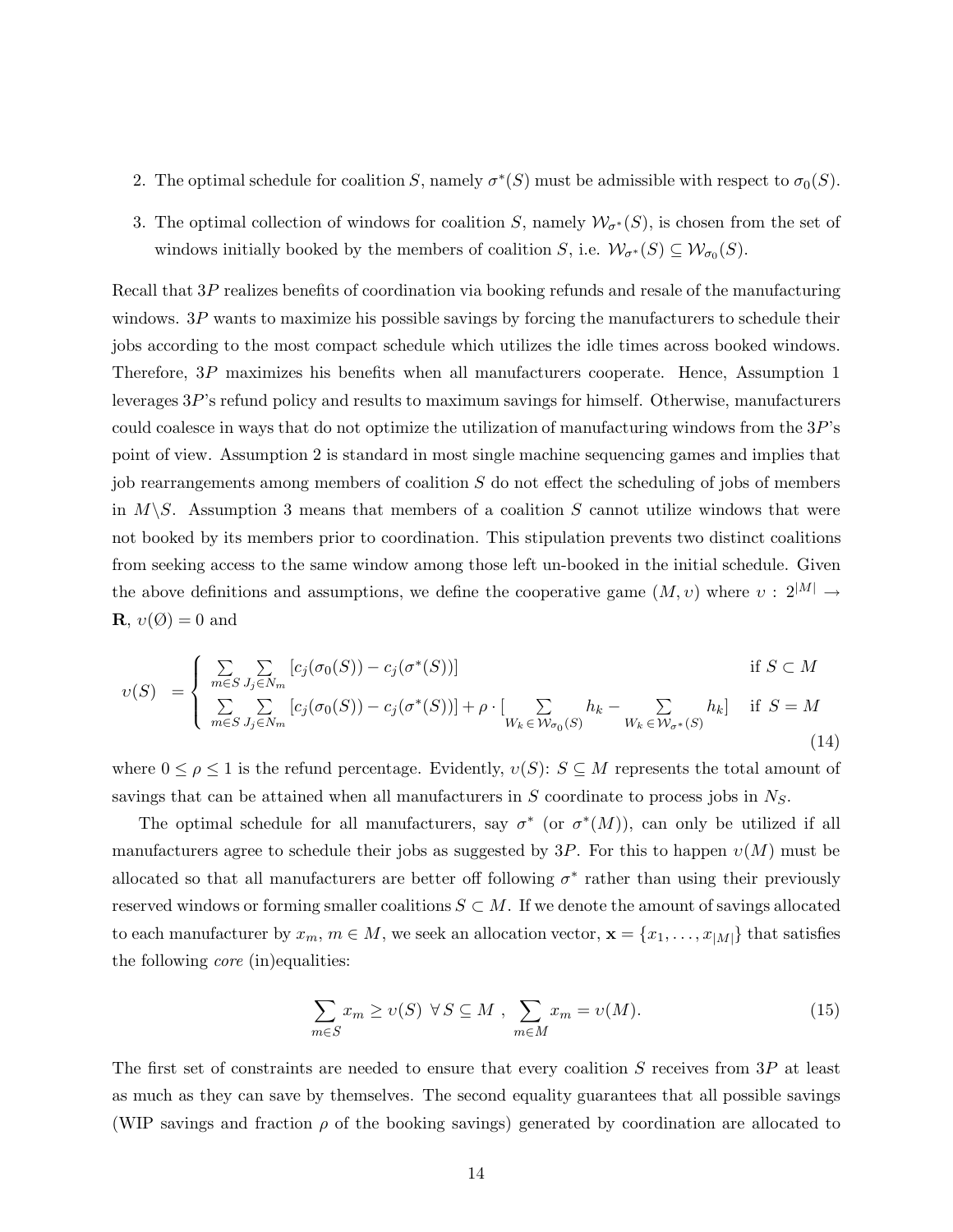2. The optimal schedule for coalition $S$, namely $\sigma^*(S)$ must be admissible with respect to $\sigma_0(S)$.
3. The optimal collection of windows for coalition $S$, namely $\mathcal{W}_{\sigma^*}(S)$, is chosen from the set of windows initially booked by the members of coalition $S$, i.e. $\mathcal{W}_{\sigma^*}(S) \subseteq \mathcal{W}_{\sigma_0}(S)$.

Recall that $3P$ realizes benefits of coordination via booking refunds and resale of the manufacturing windows. $3P$ wants to maximize his possible savings by forcing the manufacturers to schedule their jobs according to the most compact schedule which utilizes the idle times across booked windows. Therefore, $3P$ maximizes his benefits when all manufacturers cooperate. Hence, Assumption 1 leverages $3P$'s refund policy and results to maximum savings for himself. Otherwise, manufacturers could coalesce in ways that do not optimize the utilization of manufacturing windows from the $3P$'s point of view. Assumption 2 is standard in most single machine sequencing games and implies that job rearrangements among members of coalition $S$ do not effect the scheduling of jobs of members in $M \backslash S$. Assumption 3 means that members of a coalition $S$ cannot utilize windows that were not booked by its members prior to coordination. This stipulation prevents two distinct coalitions from seeking access to the same window among those left un-booked in the initial schedule. Given the above definitions and assumptions, we define the cooperative game $(M, \upsilon)$ where $\upsilon : 2^{|M|} \rightarrow \mathbf{R}$, $\upsilon(\emptyset) = 0$ and

$$
\upsilon(S) = \begin{cases} \sum_{m \in S} \sum_{J_j \in N_m} [c_j(\sigma_0(S)) - c_j(\sigma^*(S))] & \text{if } S \subset M \\ \sum_{m \in S} \sum_{J_j \in N_m} [c_j(\sigma_0(S)) - c_j(\sigma^*(S))] + \rho \cdot [\sum_{W_k \in \mathcal{W}_{\sigma_0}(S)} h_k - \sum_{W_k \in \mathcal{W}_{\sigma^*}(S)} h_k] & \text{if } S = M \end{cases} \tag{14}
$$

where $0 \leq \rho \leq 1$ is the refund percentage. Evidently, $\upsilon(S)$: $S \subseteq M$ represents the total amount of savings that can be attained when all manufacturers in $S$ coordinate to process jobs in $N_S$.

The optimal schedule for all manufacturers, say $\sigma^*$ (or $\sigma^*(M)$), can only be utilized if all manufacturers agree to schedule their jobs as suggested by $3P$. For this to happen $\upsilon(M)$ must be allocated so that all manufacturers are better off following $\sigma^*$ rather than using their previously reserved windows or forming smaller coalitions $S \subset M$. If we denote the amount of savings allocated to each manufacturer by $x_m$, $m \in M$, we seek an allocation vector, $\mathbf{x} = \{x_1, \ldots, x_{|M|}\}$ that satisfies the following *core* (in)equalities:

$$
\sum_{m \in S} x_m \geq \upsilon(S) \ \forall \, S \subseteq M \ , \ \sum_{m \in M} x_m = \upsilon(M). \tag{15}
$$

The first set of constraints are needed to ensure that every coalition $S$ receives from $3P$ at least as much as they can save by themselves. The second equality guarantees that all possible savings (WIP savings and fraction $\rho$ of the booking savings) generated by coordination are allocated to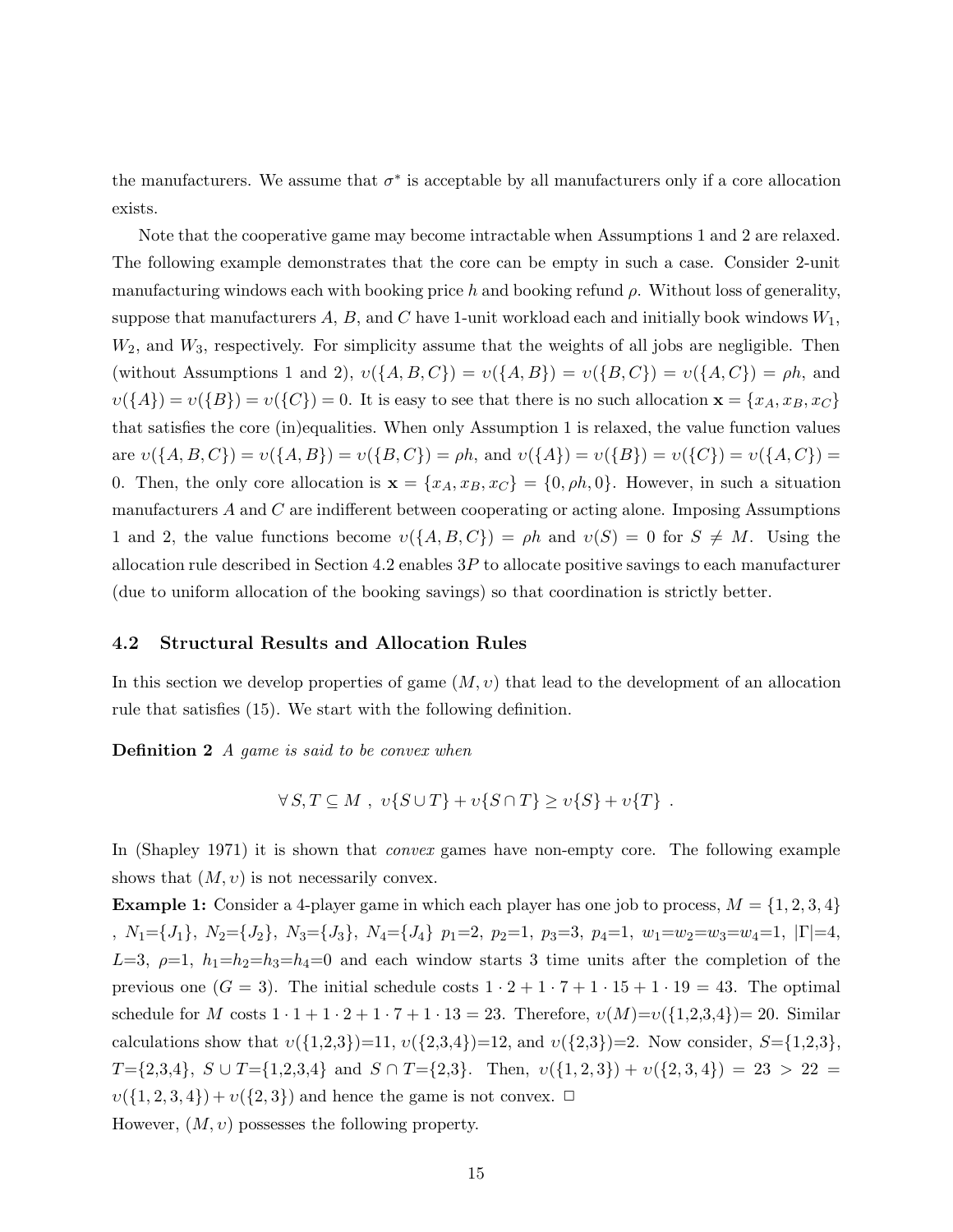the manufacturers. We assume that $\sigma^*$ is acceptable by all manufacturers only if a core allocation exists.

Note that the cooperative game may become intractable when Assumptions 1 and 2 are relaxed. The following example demonstrates that the core can be empty in such a case. Consider 2-unit manufacturing windows each with booking price $h$ and booking refund $\rho$. Without loss of generality, suppose that manufacturers $A$, $B$, and $C$ have 1-unit workload each and initially book windows $W_1$, $W_2$, and $W_3$, respectively. For simplicity assume that the weights of all jobs are negligible. Then (without Assumptions 1 and 2), $\upsilon(\{A,B,C\}) = \upsilon(\{A,B\}) = \upsilon(\{B,C\}) = \upsilon(\{A,C\}) = \rho h$, and $\upsilon(\{A\}) = \upsilon(\{B\}) = \upsilon(\{C\}) = 0$. It is easy to see that there is no such allocation $\mathbf{x} = \{x_A, x_B, x_C\}$ that satisfies the core (in)equalities. When only Assumption 1 is relaxed, the value function values are $\upsilon(\{A,B,C\}) = \upsilon(\{A,B\}) = \upsilon(\{B,C\}) = \rho h$, and $\upsilon(\{A\}) = \upsilon(\{B\}) = \upsilon(\{C\}) = \upsilon(\{A,C\}) = 0$. Then, the only core allocation is $\mathbf{x} = \{x_A, x_B, x_C\} = \{0, \rho h, 0\}$. However, in such a situation manufacturers $A$ and $C$ are indifferent between cooperating or acting alone. Imposing Assumptions 1 and 2, the value functions become $\upsilon(\{A,B,C\}) = \rho h$ and $\upsilon(S) = 0$ for $S \neq M$. Using the allocation rule described in Section 4.2 enables $3P$ to allocate positive savings to each manufacturer (due to uniform allocation of the booking savings) so that coordination is strictly better.

### 4.2 Structural Results and Allocation Rules

In this section we develop properties of game $(M, \upsilon)$ that lead to the development of an allocation rule that satisfies (15). We start with the following definition.

**Definition 2** *A game is said to be convex when*

$$\forall\, S, T \subseteq M \ , \ \upsilon\{S \cup T\} + \upsilon\{S \cap T\} \geq \upsilon\{S\} + \upsilon\{T\} \ .$$

In (Shapley 1971) it is shown that *convex* games have non-empty core. The following example shows that $(M, \upsilon)$ is not necessarily convex.

**Example 1:** Consider a 4-player game in which each player has one job to process, $M = \{1, 2, 3, 4\}$ , $N_1$=$\{J_1\}$, $N_2$=$\{J_2\}$, $N_3$=$\{J_3\}$, $N_4$=$\{J_4\}$ $p_1$=2, $p_2$=1, $p_3$=3, $p_4$=1, $w_1$=$w_2$=$w_3$=$w_4$=1, $|\Gamma|$=4, $L$=3, $\rho$=1, $h_1$=$h_2$=$h_3$=$h_4$=0 and each window starts 3 time units after the completion of the previous one ($G$ = 3). The initial schedule costs $1 \cdot 2 + 1 \cdot 7 + 1 \cdot 15 + 1 \cdot 19 = 43$. The optimal schedule for $M$ costs $1 \cdot 1 + 1 \cdot 2 + 1 \cdot 7 + 1 \cdot 13 = 23$. Therefore, $\upsilon(M)$=$\upsilon(\{1,2,3,4\})$= 20. Similar calculations show that $\upsilon(\{1,2,3\})$=11, $\upsilon(\{2,3,4\})$=12, and $\upsilon(\{2,3\})$=2. Now consider, $S$=$\{1,2,3\}$, $T$=$\{2,3,4\}$, $S \cup T$=$\{1,2,3,4\}$ and $S \cap T$=$\{2,3\}$. Then, $\upsilon(\{1,2,3\}) + \upsilon(\{2,3,4\}) = 23 > 22 = \upsilon(\{1,2,3,4\}) + \upsilon(\{2,3\})$ and hence the game is not convex. $\square$

However, $(M, \upsilon)$ possesses the following property.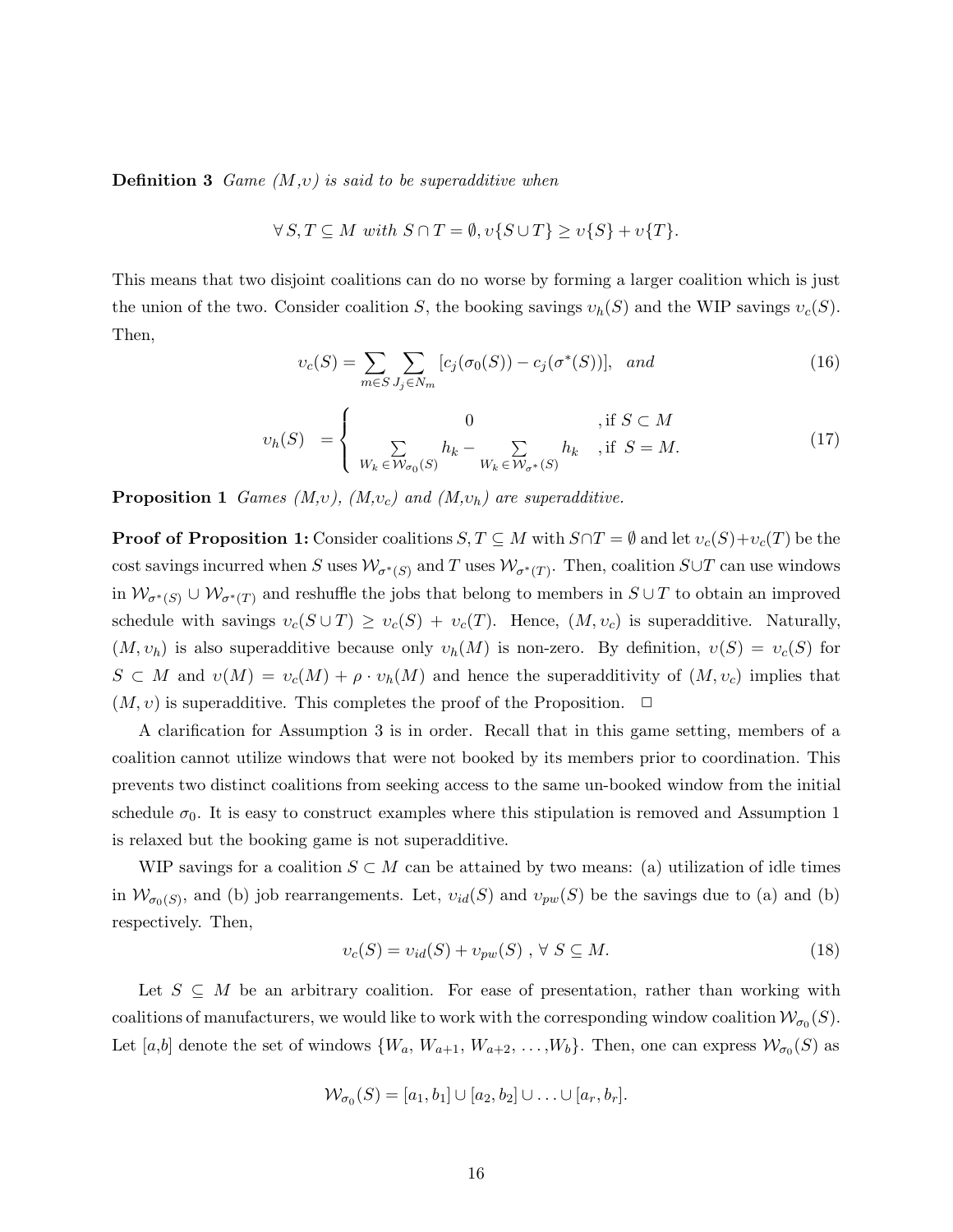**Definition 3** *Game $(M,\upsilon)$ is said to be superadditive when*

$$\forall\, S,T \subseteq M \text{ with } S \cap T = \emptyset, \upsilon\{S \cup T\} \geq \upsilon\{S\} + \upsilon\{T\}.$$

This means that two disjoint coalitions can do no worse by forming a larger coalition which is just the union of the two. Consider coalition $S$, the booking savings $\upsilon_h(S)$ and the WIP savings $\upsilon_c(S)$. Then,

$$\upsilon_c(S) = \sum_{m \in S} \sum_{J_j \in N_m} [c_j(\sigma_0(S)) - c_j(\sigma^*(S))], \quad \textit{and} \tag{16}$$

$$\upsilon_h(S) \;\; = \begin{cases} 0 & \text{, if } S \subset M \\ \sum\limits_{W_k \in \mathcal{W}_{\sigma_0}(S)} h_k - \sum\limits_{W_k \in \mathcal{W}_{\sigma^*}(S)} h_k & \text{, if } S = M. \end{cases} \tag{17}$$

**Proposition 1** *Games $(M,\upsilon)$, $(M,\upsilon_c)$ and $(M,\upsilon_h)$ are superadditive.*

**Proof of Proposition 1:** Consider coalitions $S, T \subseteq M$ with $S \cap T = \emptyset$ and let $\upsilon_c(S) + \upsilon_c(T)$ be the cost savings incurred when $S$ uses $\mathcal{W}_{\sigma^*(S)}$ and $T$ uses $\mathcal{W}_{\sigma^*(T)}$. Then, coalition $S \cup T$ can use windows in $\mathcal{W}_{\sigma^*(S)} \cup \mathcal{W}_{\sigma^*(T)}$ and reshuffle the jobs that belong to members in $S \cup T$ to obtain an improved schedule with savings $\upsilon_c(S \cup T) \geq \upsilon_c(S) + \upsilon_c(T)$. Hence, $(M, \upsilon_c)$ is superadditive. Naturally, $(M, \upsilon_h)$ is also superadditive because only $\upsilon_h(M)$ is non-zero. By definition, $\upsilon(S) = \upsilon_c(S)$ for $S \subset M$ and $\upsilon(M) = \upsilon_c(M) + \rho \cdot \upsilon_h(M)$ and hence the superadditivity of $(M, \upsilon_c)$ implies that $(M, \upsilon)$ is superadditive. This completes the proof of the Proposition. $\Box$

A clarification for Assumption 3 is in order. Recall that in this game setting, members of a coalition cannot utilize windows that were not booked by its members prior to coordination. This prevents two distinct coalitions from seeking access to the same un-booked window from the initial schedule $\sigma_0$. It is easy to construct examples where this stipulation is removed and Assumption 1 is relaxed but the booking game is not superadditive.

WIP savings for a coalition $S \subset M$ can be attained by two means: (a) utilization of idle times in $\mathcal{W}_{\sigma_0(S)}$, and (b) job rearrangements. Let, $\upsilon_{id}(S)$ and $\upsilon_{pw}(S)$ be the savings due to (a) and (b) respectively. Then,

$$\upsilon_c(S) = \upsilon_{id}(S) + \upsilon_{pw}(S) \;, \; \forall \; S \subseteq M. \tag{18}$$

Let $S \subseteq M$ be an arbitrary coalition. For ease of presentation, rather than working with coalitions of manufacturers, we would like to work with the corresponding window coalition $\mathcal{W}_{\sigma_0}(S)$. Let $[a,b]$ denote the set of windows $\{W_a, W_{a+1}, W_{a+2}, \ldots, W_b\}$. Then, one can express $\mathcal{W}_{\sigma_0}(S)$ as

$$\mathcal{W}_{\sigma_0}(S) = [a_1, b_1] \cup [a_2, b_2] \cup \ldots \cup [a_r, b_r].$$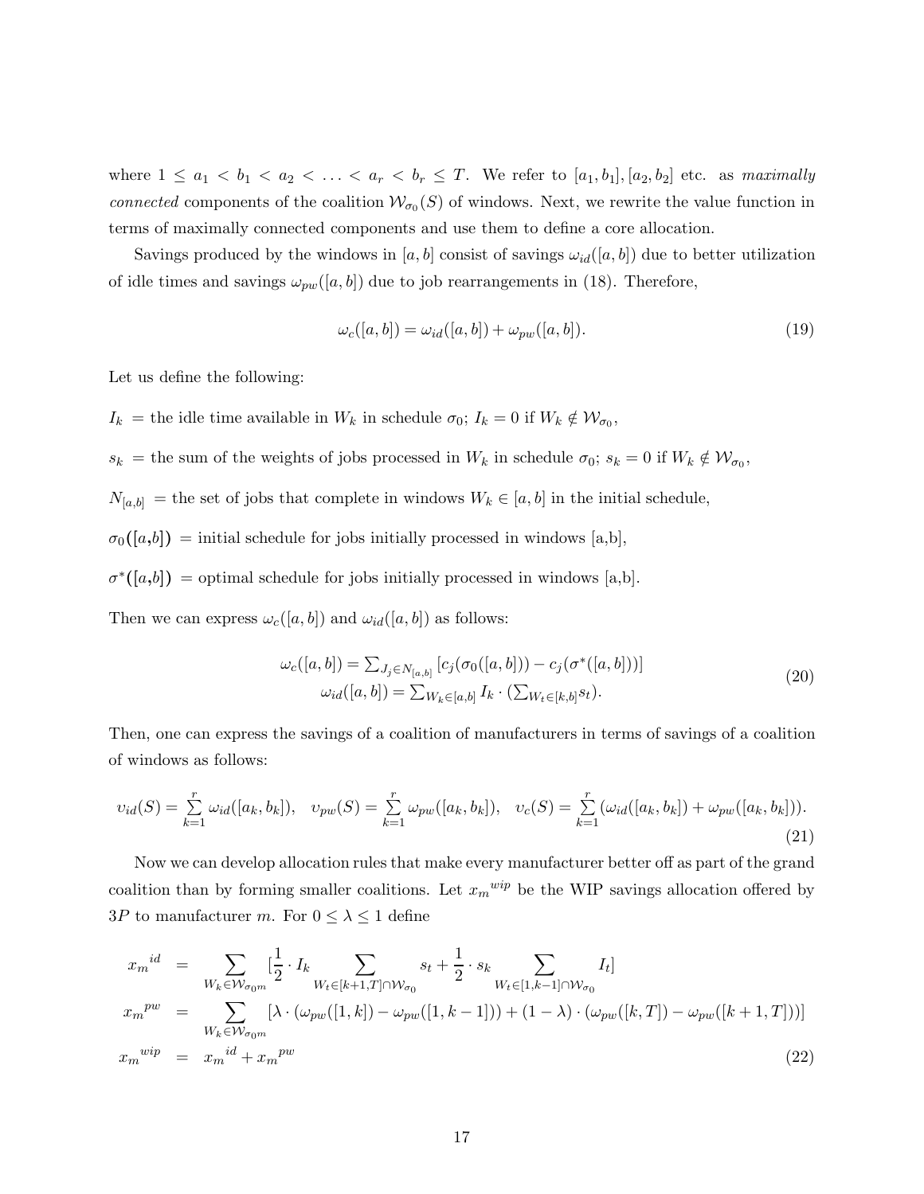where $1 \leq a_1 < b_1 < a_2 < \ldots < a_r < b_r \leq T$. We refer to $[a_1, b_1], [a_2, b_2]$ etc. as *maximally connected* components of the coalition $\mathcal{W}_{\sigma_0}(S)$ of windows. Next, we rewrite the value function in terms of maximally connected components and use them to define a core allocation.

Savings produced by the windows in $[a, b]$ consist of savings $\omega_{id}([a, b])$ due to better utilization of idle times and savings $\omega_{pw}([a, b])$ due to job rearrangements in (18). Therefore,

$$\omega_c([a, b]) = \omega_{id}([a, b]) + \omega_{pw}([a, b]). \tag{19}$$

Let us define the following:

$I_k$ = the idle time available in $W_k$ in schedule $\sigma_0$; $I_k = 0$ if $W_k \notin \mathcal{W}_{\sigma_0}$,

$s_k$ = the sum of the weights of jobs processed in $W_k$ in schedule $\sigma_0$; $s_k = 0$ if $W_k \notin \mathcal{W}_{\sigma_0}$,

$N_{[a,b]}$ = the set of jobs that complete in windows $W_k \in [a, b]$ in the initial schedule,

$\sigma_0([a,b])$ = initial schedule for jobs initially processed in windows [a,b],

$\sigma^*([a,b])$ = optimal schedule for jobs initially processed in windows [a,b].

Then we can express $\omega_c([a, b])$ and $\omega_{id}([a, b])$ as follows:

$$\begin{gathered} \omega_c([a, b]) = \sum_{J_j \in N_{[a,b]}} [c_j(\sigma_0([a, b])) - c_j(\sigma^*([a, b]))] \\ \omega_{id}([a, b]) = \sum_{W_k \in [a,b]} I_k \cdot (\sum_{W_t \in [k,b]} s_t). \end{gathered} \tag{20}$$

Then, one can express the savings of a coalition of manufacturers in terms of savings of a coalition of windows as follows:

$$v_{id}(S) = \sum_{k=1}^{r} \omega_{id}([a_k, b_k]), \quad v_{pw}(S) = \sum_{k=1}^{r} \omega_{pw}([a_k, b_k]), \quad v_c(S) = \sum_{k=1}^{r} (\omega_{id}([a_k, b_k]) + \omega_{pw}([a_k, b_k])). \tag{21}$$

Now we can develop allocation rules that make every manufacturer better off as part of the grand coalition than by forming smaller coalitions. Let ${x_m}^{wip}$ be the WIP savings allocation offered by $3P$ to manufacturer $m$. For $0 \leq \lambda \leq 1$ define

$$\begin{aligned} {x_m}^{id} &= \sum_{W_k \in \mathcal{W}_{\sigma_0 m}} [\frac{1}{2} \cdot I_k \sum_{W_t \in [k+1,T] \cap \mathcal{W}_{\sigma_0}} s_t + \frac{1}{2} \cdot s_k \sum_{W_t \in [1,k-1] \cap \mathcal{W}_{\sigma_0}} I_t] \\ {x_m}^{pw} &= \sum_{W_k \in \mathcal{W}_{\sigma_0 m}} [\lambda \cdot (\omega_{pw}([1, k]) - \omega_{pw}([1, k-1])) + (1-\lambda) \cdot (\omega_{pw}([k, T]) - \omega_{pw}([k+1, T]))] \\ {x_m}^{wip} &= {x_m}^{id} + {x_m}^{pw} \end{aligned} \tag{22}$$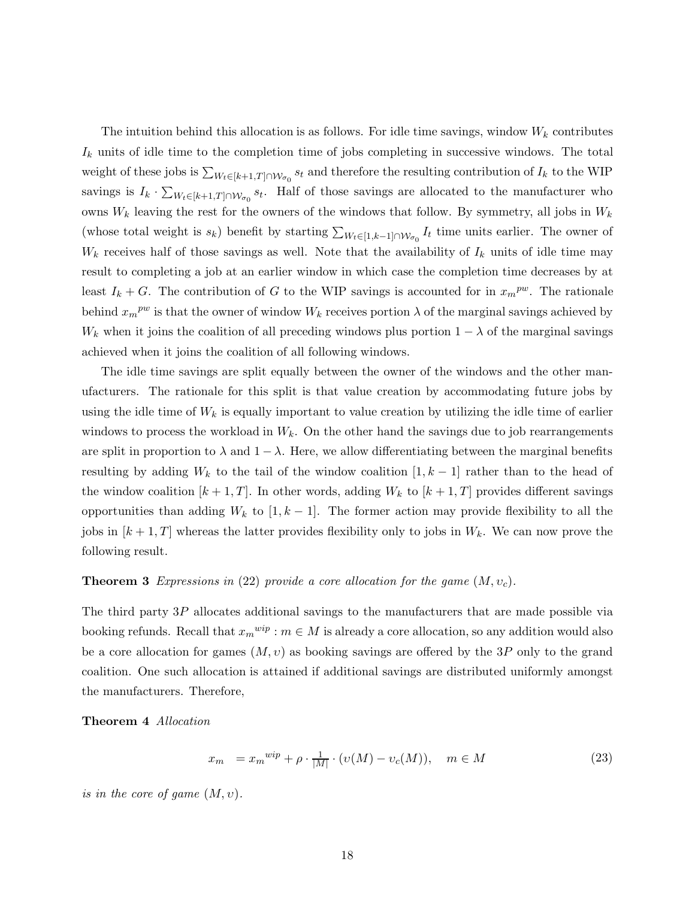The intuition behind this allocation is as follows. For idle time savings, window $W_k$ contributes $I_k$ units of idle time to the completion time of jobs completing in successive windows. The total weight of these jobs is $\sum_{W_t \in [k+1,T] \cap \mathcal{W}_{\sigma_0}} s_t$ and therefore the resulting contribution of $I_k$ to the WIP savings is $I_k \cdot \sum_{W_t \in [k+1,T] \cap \mathcal{W}_{\sigma_0}} s_t$. Half of those savings are allocated to the manufacturer who owns $W_k$ leaving the rest for the owners of the windows that follow. By symmetry, all jobs in $W_k$ (whose total weight is $s_k$) benefit by starting $\sum_{W_t \in [1,k-1] \cap \mathcal{W}_{\sigma_0}} I_t$ time units earlier. The owner of $W_k$ receives half of those savings as well. Note that the availability of $I_k$ units of idle time may result to completing a job at an earlier window in which case the completion time decreases by at least $I_k + G$. The contribution of $G$ to the WIP savings is accounted for in ${x_m}^{pw}$. The rationale behind ${x_m}^{pw}$ is that the owner of window $W_k$ receives portion $\lambda$ of the marginal savings achieved by $W_k$ when it joins the coalition of all preceding windows plus portion $1 - \lambda$ of the marginal savings achieved when it joins the coalition of all following windows.

The idle time savings are split equally between the owner of the windows and the other manufacturers. The rationale for this split is that value creation by accommodating future jobs by using the idle time of $W_k$ is equally important to value creation by utilizing the idle time of earlier windows to process the workload in $W_k$. On the other hand the savings due to job rearrangements are split in proportion to $\lambda$ and $1 - \lambda$. Here, we allow differentiating between the marginal benefits resulting by adding $W_k$ to the tail of the window coalition $[1, k-1]$ rather than to the head of the window coalition $[k+1, T]$. In other words, adding $W_k$ to $[k+1, T]$ provides different savings opportunities than adding $W_k$ to $[1, k-1]$. The former action may provide flexibility to all the jobs in $[k+1, T]$ whereas the latter provides flexibility only to jobs in $W_k$. We can now prove the following result.

**Theorem 3** *Expressions in* (22) *provide a core allocation for the game* $(M, \upsilon_c)$.

The third party $3P$ allocates additional savings to the manufacturers that are made possible via booking refunds. Recall that ${x_m}^{wip} : m \in M$ is already a core allocation, so any addition would also be a core allocation for games $(M, \upsilon)$ as booking savings are offered by the $3P$ only to the grand coalition. One such allocation is attained if additional savings are distributed uniformly amongst the manufacturers. Therefore,

**Theorem 4** *Allocation*

$$x_m \;= {x_m}^{wip} + \rho \cdot \tfrac{1}{|M|} \cdot (\upsilon(M) - \upsilon_c(M)), \quad m \in M \tag{23}$$

*is in the core of game* $(M, \upsilon)$.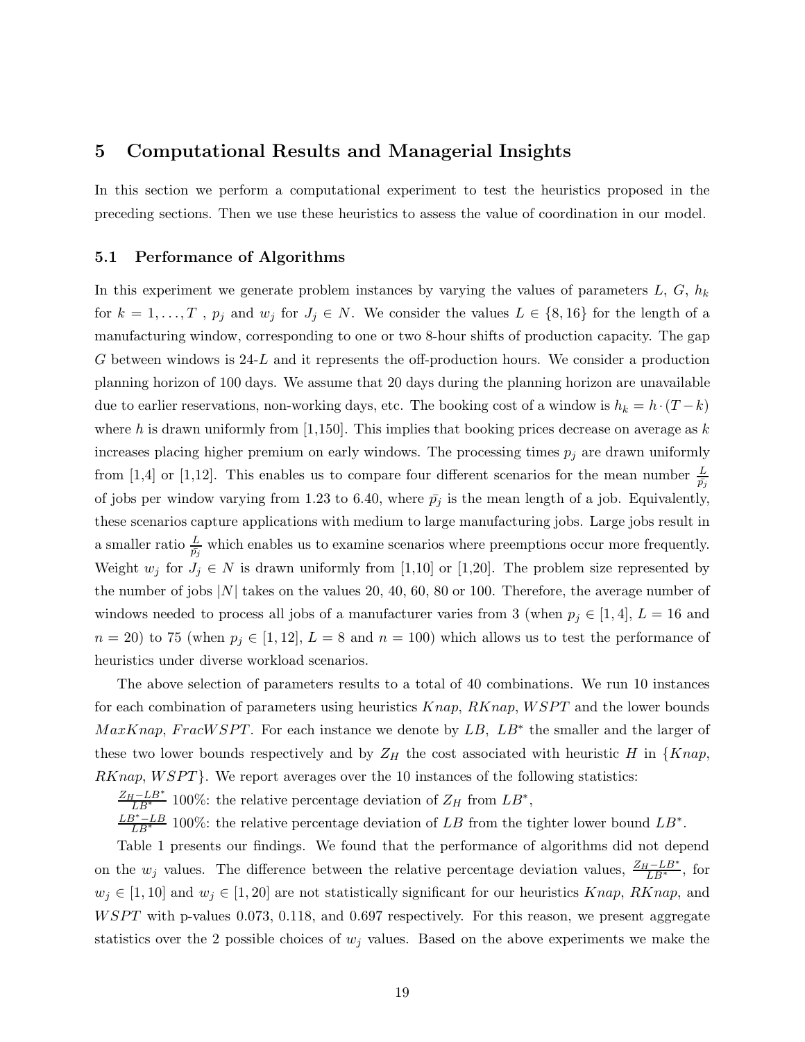## 5 Computational Results and Managerial Insights

In this section we perform a computational experiment to test the heuristics proposed in the preceding sections. Then we use these heuristics to assess the value of coordination in our model.

### 5.1 Performance of Algorithms

In this experiment we generate problem instances by varying the values of parameters $L$, $G$, $h_k$ for $k = 1, \ldots, T$ , $p_j$ and $w_j$ for $J_j \in N$. We consider the values $L \in \{8, 16\}$ for the length of a manufacturing window, corresponding to one or two 8-hour shifts of production capacity. The gap $G$ between windows is 24-$L$ and it represents the off-production hours. We consider a production planning horizon of 100 days. We assume that 20 days during the planning horizon are unavailable due to earlier reservations, non-working days, etc. The booking cost of a window is $h_k = h \cdot (T - k)$ where $h$ is drawn uniformly from [1,150]. This implies that booking prices decrease on average as $k$ increases placing higher premium on early windows. The processing times $p_j$ are drawn uniformly from [1,4] or [1,12]. This enables us to compare four different scenarios for the mean number $\frac{L}{\bar{p_j}}$ of jobs per window varying from 1.23 to 6.40, where $\bar{p_j}$ is the mean length of a job. Equivalently, these scenarios capture applications with medium to large manufacturing jobs. Large jobs result in a smaller ratio $\frac{L}{\bar{p_j}}$ which enables us to examine scenarios where preemptions occur more frequently. Weight $w_j$ for $J_j \in N$ is drawn uniformly from [1,10] or [1,20]. The problem size represented by the number of jobs $|N|$ takes on the values 20, 40, 60, 80 or 100. Therefore, the average number of windows needed to process all jobs of a manufacturer varies from 3 (when $p_j \in [1, 4]$, $L = 16$ and $n = 20$) to 75 (when $p_j \in [1, 12]$, $L = 8$ and $n = 100$) which allows us to test the performance of heuristics under diverse workload scenarios.

The above selection of parameters results to a total of 40 combinations. We run 10 instances for each combination of parameters using heuristics *Knap*, *RKnap*, *WSPT* and the lower bounds *MaxKnap*, *FracWSPT*. For each instance we denote by $LB$, $LB^*$ the smaller and the larger of these two lower bounds respectively and by $Z_H$ the cost associated with heuristic $H$ in {*Knap*, *RKnap*, *WSPT*}. We report averages over the 10 instances of the following statistics:

$\frac{Z_H - LB^*}{LB^*}$ 100%: the relative percentage deviation of $Z_H$ from $LB^*$,

$\frac{LB^* - LB}{LB^*}$ 100%: the relative percentage deviation of $LB$ from the tighter lower bound $LB^*$.

Table 1 presents our findings. We found that the performance of algorithms did not depend on the $w_j$ values. The difference between the relative percentage deviation values, $\frac{Z_H - LB^*}{LB^*}$, for $w_j \in [1, 10]$ and $w_j \in [1, 20]$ are not statistically significant for our heuristics *Knap*, *RKnap*, and *WSPT* with p-values 0.073, 0.118, and 0.697 respectively. For this reason, we present aggregate statistics over the 2 possible choices of $w_j$ values. Based on the above experiments we make the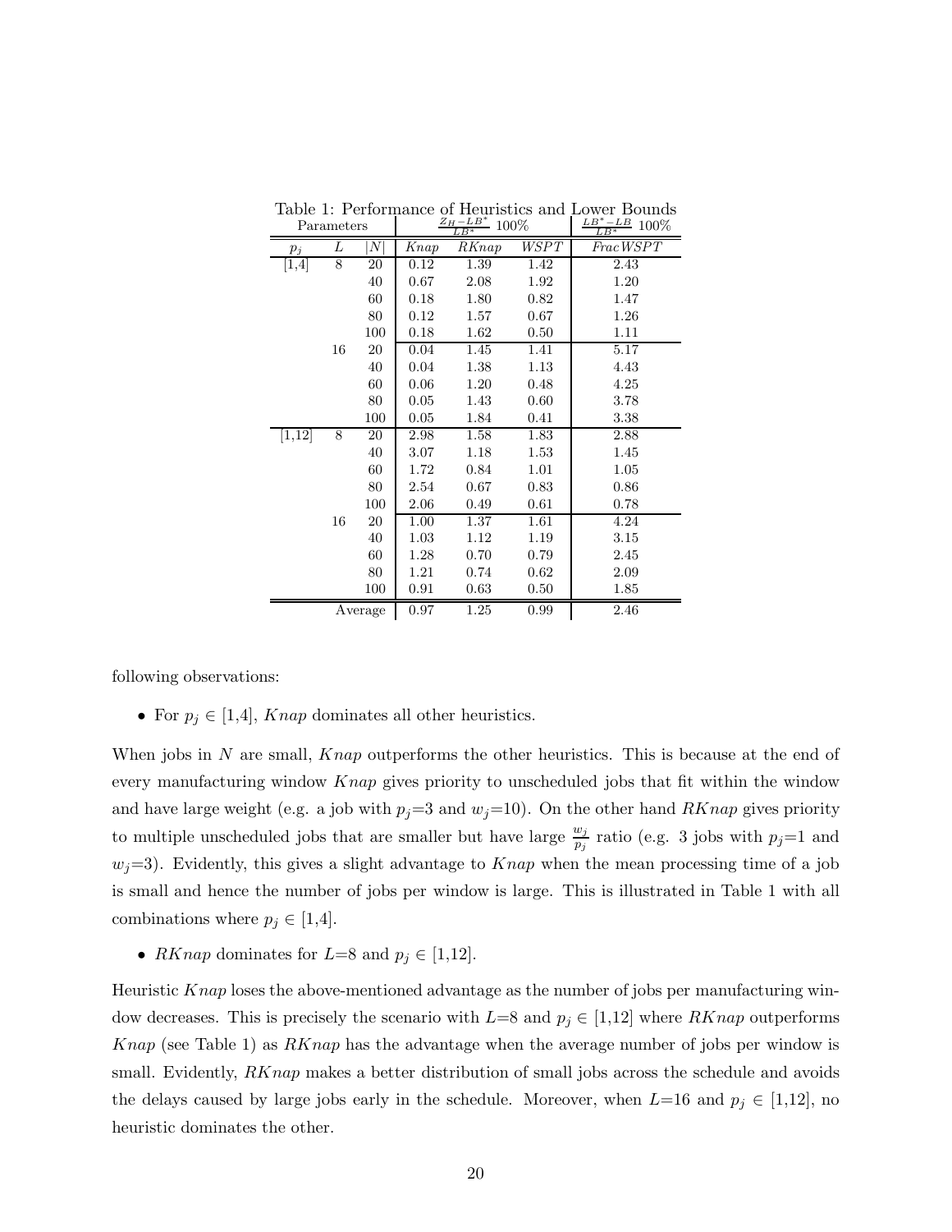Table 1: Performance of Heuristics and Lower Bounds

| Parameters | | | $\frac{Z_H - LB^*}{LB^*}$ 100% | | | $\frac{LB^* - LB}{LB^*}$ 100% |
|---|---|---|---|---|---|---|
| $p_j$ | $L$ | $\lvert N \rvert$ | *Knap* | *RKnap* | *WSPT* | *FracWSPT* |
| [1,4] | 8 | 20 | 0.12 | 1.39 | 1.42 | 2.43 |
| | | 40 | 0.67 | 2.08 | 1.92 | 1.20 |
| | | 60 | 0.18 | 1.80 | 0.82 | 1.47 |
| | | 80 | 0.12 | 1.57 | 0.67 | 1.26 |
| | | 100 | 0.18 | 1.62 | 0.50 | 1.11 |
| | 16 | 20 | 0.04 | 1.45 | 1.41 | 5.17 |
| | | 40 | 0.04 | 1.38 | 1.13 | 4.43 |
| | | 60 | 0.06 | 1.20 | 0.48 | 4.25 |
| | | 80 | 0.05 | 1.43 | 0.60 | 3.78 |
| | | 100 | 0.05 | 1.84 | 0.41 | 3.38 |
| [1,12] | 8 | 20 | 2.98 | 1.58 | 1.83 | 2.88 |
| | | 40 | 3.07 | 1.18 | 1.53 | 1.45 |
| | | 60 | 1.72 | 0.84 | 1.01 | 1.05 |
| | | 80 | 2.54 | 0.67 | 0.83 | 0.86 |
| | | 100 | 2.06 | 0.49 | 0.61 | 0.78 |
| | 16 | 20 | 1.00 | 1.37 | 1.61 | 4.24 |
| | | 40 | 1.03 | 1.12 | 1.19 | 3.15 |
| | | 60 | 1.28 | 0.70 | 0.79 | 2.45 |
| | | 80 | 1.21 | 0.74 | 0.62 | 2.09 |
| | | 100 | 0.91 | 0.63 | 0.50 | 1.85 |
| | | Average | 0.97 | 1.25 | 0.99 | 2.46 |

following observations:

- For $p_j \in$ [1,4], *Knap* dominates all other heuristics.

When jobs in $N$ are small, *Knap* outperforms the other heuristics. This is because at the end of every manufacturing window *Knap* gives priority to unscheduled jobs that fit within the window and have large weight (e.g. a job with $p_j$=3 and $w_j$=10). On the other hand *RKnap* gives priority to multiple unscheduled jobs that are smaller but have large $\frac{w_j}{p_j}$ ratio (e.g. 3 jobs with $p_j$=1 and $w_j$=3). Evidently, this gives a slight advantage to *Knap* when the mean processing time of a job is small and hence the number of jobs per window is large. This is illustrated in Table 1 with all combinations where $p_j \in$ [1,4].

- *RKnap* dominates for $L$=8 and $p_j \in$ [1,12].

Heuristic *Knap* loses the above-mentioned advantage as the number of jobs per manufacturing window decreases. This is precisely the scenario with $L$=8 and $p_j \in$ [1,12] where *RKnap* outperforms *Knap* (see Table 1) as *RKnap* has the advantage when the average number of jobs per window is small. Evidently, *RKnap* makes a better distribution of small jobs across the schedule and avoids the delays caused by large jobs early in the schedule. Moreover, when $L$=16 and $p_j \in$ [1,12], no heuristic dominates the other.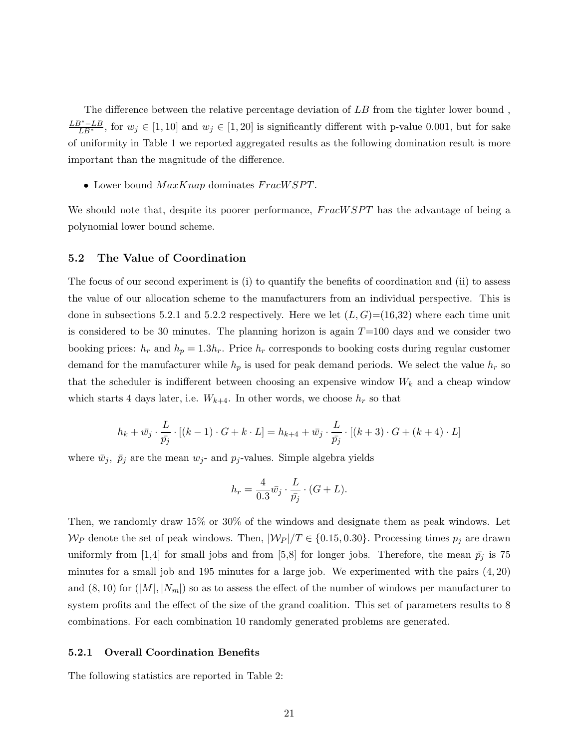The difference between the relative percentage deviation of $LB$ from the tighter lower bound , $\frac{LB^{*}-LB}{LB^{*}}$, for $w_j \in [1,10]$ and $w_j \in [1,20]$ is significantly different with p-value 0.001, but for sake of uniformity in Table 1 we reported aggregated results as the following domination result is more important than the magnitude of the difference.

- Lower bound $MaxKnap$ dominates $FracWSPT$.

We should note that, despite its poorer performance, $FracWSPT$ has the advantage of being a polynomial lower bound scheme.

### 5.2 The Value of Coordination

The focus of our second experiment is (i) to quantify the benefits of coordination and (ii) to assess the value of our allocation scheme to the manufacturers from an individual perspective. This is done in subsections 5.2.1 and 5.2.2 respectively. Here we let $(L, G)$=(16,32) where each time unit is considered to be 30 minutes. The planning horizon is again $T$=100 days and we consider two booking prices: $h_r$ and $h_p = 1.3h_r$. Price $h_r$ corresponds to booking costs during regular customer demand for the manufacturer while $h_p$ is used for peak demand periods. We select the value $h_r$ so that the scheduler is indifferent between choosing an expensive window $W_k$ and a cheap window which starts 4 days later, i.e. $W_{k+4}$. In other words, we choose $h_r$ so that

$$h_k + \bar{w_j} \cdot \frac{L}{\bar{p_j}} \cdot [(k-1) \cdot G + k \cdot L] = h_{k+4} + \bar{w_j} \cdot \frac{L}{\bar{p_j}} \cdot [(k+3) \cdot G + (k+4) \cdot L]$$

where $\bar{w_j}$, $\bar{p_j}$ are the mean $w_j$- and $p_j$-values. Simple algebra yields

$$h_r = \frac{4}{0.3} \bar{w_j} \cdot \frac{L}{\bar{p_j}} \cdot (G + L).$$

Then, we randomly draw 15% or 30% of the windows and designate them as peak windows. Let $\mathcal{W}_P$ denote the set of peak windows. Then, $|\mathcal{W}_P|/T \in \{0.15, 0.30\}$. Processing times $p_j$ are drawn uniformly from [1,4] for small jobs and from [5,8] for longer jobs. Therefore, the mean $\bar{p_j}$ is 75 minutes for a small job and 195 minutes for a large job. We experimented with the pairs $(4, 20)$ and $(8, 10)$ for $(|M|, |N_m|)$ so as to assess the effect of the number of windows per manufacturer to system profits and the effect of the size of the grand coalition. This set of parameters results to 8 combinations. For each combination 10 randomly generated problems are generated.

#### 5.2.1 Overall Coordination Benefits

The following statistics are reported in Table 2: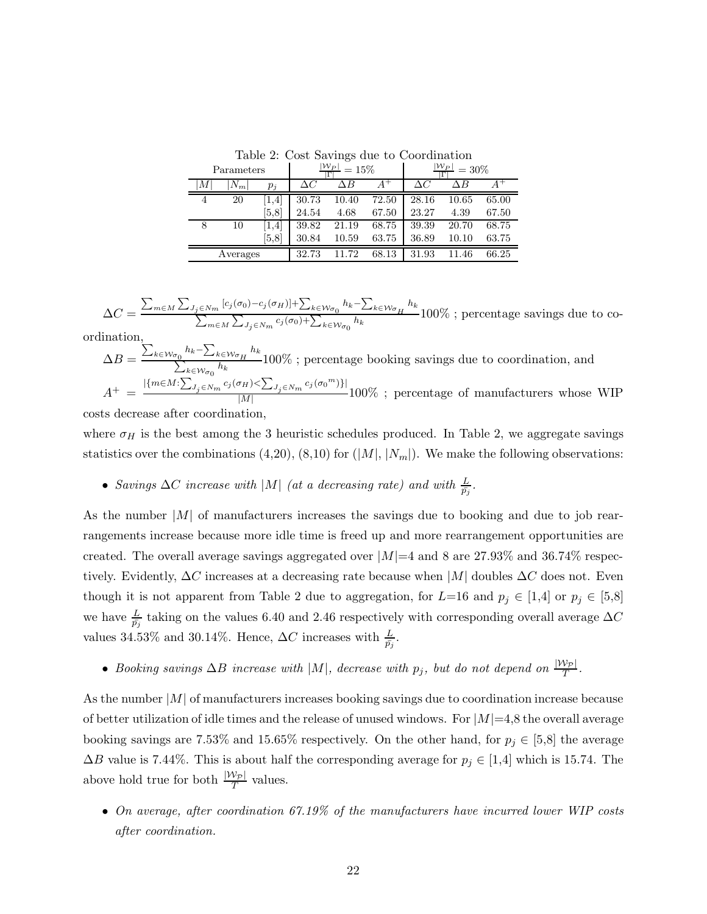Table 2: Cost Savings due to Coordination

| Parameters | | | $\frac{\lvert\mathcal{W}_P\rvert}{\lvert\Gamma\rvert} = 15\%$ | | | $\frac{\lvert\mathcal{W}_P\rvert}{\lvert\Gamma\rvert} = 30\%$ | | |
|---|---|---|---|---|---|---|---|---|
| $\lvert M\rvert$ | $\lvert N_m\rvert$ | $p_j$ | $\Delta C$ | $\Delta B$ | $A^+$ | $\Delta C$ | $\Delta B$ | $A^+$ |
| 4 | 20 | [1,4] | 30.73 | 10.40 | 72.50 | 28.16 | 10.65 | 65.00 |
| | | [5,8] | 24.54 | 4.68 | 67.50 | 23.27 | 4.39 | 67.50 |
| 8 | 10 | [1,4] | 39.82 | 21.19 | 68.75 | 39.39 | 20.70 | 68.75 |
| | | [5,8] | 30.84 | 10.59 | 63.75 | 36.89 | 10.10 | 63.75 |
| Averages | | | 32.73 | 11.72 | 68.13 | 31.93 | 11.46 | 66.25 |

$\Delta C = \frac{\sum_{m\in M}\sum_{J_j\in N_m}[c_j(\sigma_0)-c_j(\sigma_H)]+\sum_{k\in\mathcal{W}_{\sigma_0}}h_k-\sum_{k\in\mathcal{W}_{\sigma_H}}h_k}{\sum_{m\in M}\sum_{J_j\in N_m}c_j(\sigma_0)+\sum_{k\in\mathcal{W}_{\sigma_0}}h_k}100\%$ ; percentage savings due to coordination,

$\Delta B = \frac{\sum_{k\in\mathcal{W}_{\sigma_0}}h_k-\sum_{k\in\mathcal{W}_{\sigma_H}}h_k}{\sum_{k\in\mathcal{W}_{\sigma_0}}h_k}100\%$ ; percentage booking savings due to coordination, and

$A^+ = \frac{\lvert\{m\in M:\sum_{J_j\in N_m}c_j(\sigma_H)<\sum_{J_j\in N_m}c_j(\sigma_0{}^m)\}\rvert}{\lvert M\rvert}100\%$ ; percentage of manufacturers whose WIP costs decrease after coordination,

where $\sigma_H$ is the best among the 3 heuristic schedules produced. In Table 2, we aggregate savings statistics over the combinations (4,20), (8,10) for ($|M|$, $|N_m|$). We make the following observations:

- *Savings $\Delta C$ increase with $|M|$ (at a decreasing rate) and with $\frac{L}{\bar{p}_j}$.*

As the number $|M|$ of manufacturers increases the savings due to booking and due to job rearrangements increase because more idle time is freed up and more rearrangement opportunities are created. The overall average savings aggregated over $|M|$=4 and 8 are 27.93% and 36.74% respectively. Evidently, $\Delta C$ increases at a decreasing rate because when $|M|$ doubles $\Delta C$ does not. Even though it is not apparent from Table 2 due to aggregation, for $L$=16 and $p_j \in [1,4]$ or $p_j \in [5,8]$ we have $\frac{L}{\bar{p}_j}$ taking on the values 6.40 and 2.46 respectively with corresponding overall average $\Delta C$ values 34.53% and 30.14%. Hence, $\Delta C$ increases with $\frac{L}{\bar{p}_j}$.

- *Booking savings $\Delta B$ increase with $|M|$, decrease with $p_j$, but do not depend on $\frac{|\mathcal{W}_\mathcal{P}|}{T}$.*

As the number $|M|$ of manufacturers increases booking savings due to coordination increase because of better utilization of idle times and the release of unused windows. For $|M|$=4,8 the overall average booking savings are 7.53% and 15.65% respectively. On the other hand, for $p_j \in [5,8]$ the average $\Delta B$ value is 7.44%. This is about half the corresponding average for $p_j \in [1,4]$ which is 15.74. The above hold true for both $\frac{|\mathcal{W}_\mathcal{P}|}{T}$ values.

- *On average, after coordination 67.19% of the manufacturers have incurred lower WIP costs after coordination.*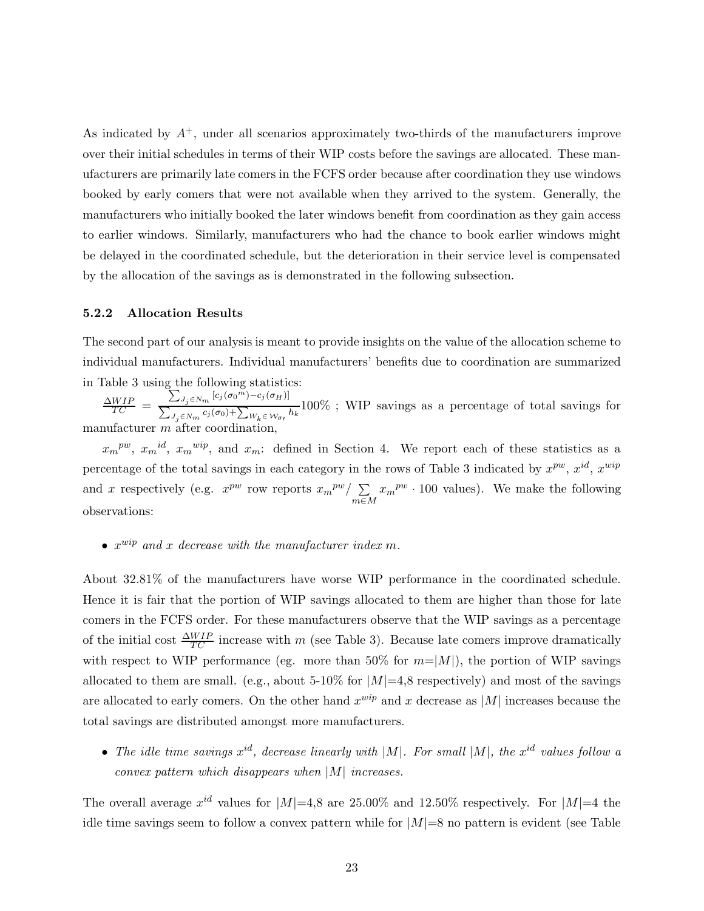As indicated by $A^+$, under all scenarios approximately two-thirds of the manufacturers improve over their initial schedules in terms of their WIP costs before the savings are allocated. These manufacturers are primarily late comers in the FCFS order because after coordination they use windows booked by early comers that were not available when they arrived to the system. Generally, the manufacturers who initially booked the later windows benefit from coordination as they gain access to earlier windows. Similarly, manufacturers who had the chance to book earlier windows might be delayed in the coordinated schedule, but the deterioration in their service level is compensated by the allocation of the savings as is demonstrated in the following subsection.

### 5.2.2 Allocation Results

The second part of our analysis is meant to provide insights on the value of the allocation scheme to individual manufacturers. Individual manufacturers' benefits due to coordination are summarized in Table 3 using the following statistics:

$\frac{\Delta WIP}{TC} = \frac{\sum_{J_j \in N_m} [c_j(\sigma_0{}^m) - c_j(\sigma_H)]}{\sum_{J_j \in N_m} c_j(\sigma_0) + \sum_{W_k \in \mathcal{W}_{\sigma_I}} h_k} 100\%$ ; WIP savings as a percentage of total savings for manufacturer $m$ after coordination,

${x_m}^{pw}$, ${x_m}^{id}$, ${x_m}^{wip}$, and $x_m$: defined in Section 4. We report each of these statistics as a percentage of the total savings in each category in the rows of Table 3 indicated by $x^{pw}$, $x^{id}$, $x^{wip}$ and $x$ respectively (e.g. $x^{pw}$ row reports ${x_m}^{pw} / \sum_{m \in M} {x_m}^{pw} \cdot 100$ values). We make the following observations:

- *$x^{wip}$ and $x$ decrease with the manufacturer index $m$.*

About 32.81% of the manufacturers have worse WIP performance in the coordinated schedule. Hence it is fair that the portion of WIP savings allocated to them are higher than those for late comers in the FCFS order. For these manufacturers observe that the WIP savings as a percentage of the initial cost $\frac{\Delta WIP}{TC}$ increase with $m$ (see Table 3). Because late comers improve dramatically with respect to WIP performance (eg. more than 50% for $m$=$|M|$), the portion of WIP savings allocated to them are small. (e.g., about 5-10% for $|M|$=4,8 respectively) and most of the savings are allocated to early comers. On the other hand $x^{wip}$ and $x$ decrease as $|M|$ increases because the total savings are distributed amongst more manufacturers.

- *The idle time savings $x^{id}$, decrease linearly with $|M|$. For small $|M|$, the $x^{id}$ values follow a convex pattern which disappears when $|M|$ increases.*

The overall average $x^{id}$ values for $|M|$=4,8 are 25.00% and 12.50% respectively. For $|M|$=4 the idle time savings seem to follow a convex pattern while for $|M|$=8 no pattern is evident (see Table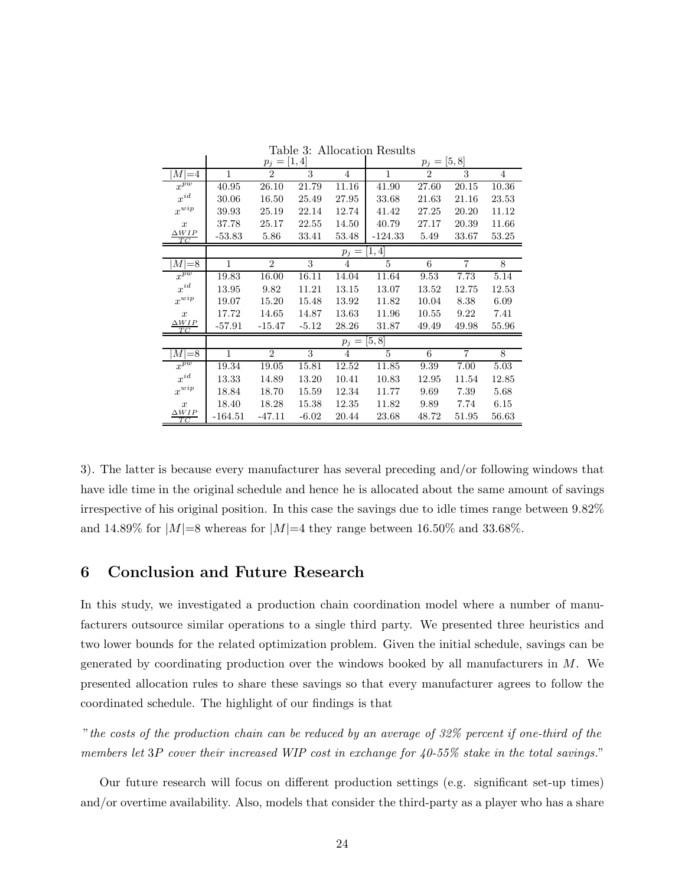Table 3: Allocation Results

| | $p_j = [1,4]$ | | | | $p_j = [5,8]$ | | | |
|---|---|---|---|---|---|---|---|---|
| $\|M\|$=4 | 1 | 2 | 3 | 4 | 1 | 2 | 3 | 4 |
| $x^{pw}$ | 40.95 | 26.10 | 21.79 | 11.16 | 41.90 | 27.60 | 20.15 | 10.36 |
| $x^{id}$ | 30.06 | 16.50 | 25.49 | 27.95 | 33.68 | 21.63 | 21.16 | 23.53 |
| $x^{wip}$ | 39.93 | 25.19 | 22.14 | 12.74 | 41.42 | 27.25 | 20.20 | 11.12 |
| $x$ | 37.78 | 25.17 | 22.55 | 14.50 | 40.79 | 27.17 | 20.39 | 11.66 |
| $\frac{\Delta WIP}{TC}$ | -53.83 | 5.86 | 33.41 | 53.48 | -124.33 | 5.49 | 33.67 | 53.25 |

| | $p_j = [1,4]$ | | | | | | | |
|---|---|---|---|---|---|---|---|---|
| $\|M\|$=8 | 1 | 2 | 3 | 4 | 5 | 6 | 7 | 8 |
| $x^{pw}$ | 19.83 | 16.00 | 16.11 | 14.04 | 11.64 | 9.53 | 7.73 | 5.14 |
| $x^{id}$ | 13.95 | 9.82 | 11.21 | 13.15 | 13.07 | 13.52 | 12.75 | 12.53 |
| $x^{wip}$ | 19.07 | 15.20 | 15.48 | 13.92 | 11.82 | 10.04 | 8.38 | 6.09 |
| $x$ | 17.72 | 14.65 | 14.87 | 13.63 | 11.96 | 10.55 | 9.22 | 7.41 |
| $\frac{\Delta WIP}{TC}$ | -57.91 | -15.47 | -5.12 | 28.26 | 31.87 | 49.49 | 49.98 | 55.96 |

| | $p_j = [5,8]$ | | | | | | | |
|---|---|---|---|---|---|---|---|---|
| $\|M\|$=8 | 1 | 2 | 3 | 4 | 5 | 6 | 7 | 8 |
| $x^{pw}$ | 19.34 | 19.05 | 15.81 | 12.52 | 11.85 | 9.39 | 7.00 | 5.03 |
| $x^{id}$ | 13.33 | 14.89 | 13.20 | 10.41 | 10.83 | 12.95 | 11.54 | 12.85 |
| $x^{wip}$ | 18.84 | 18.70 | 15.59 | 12.34 | 11.77 | 9.69 | 7.39 | 5.68 |
| $x$ | 18.40 | 18.28 | 15.38 | 12.35 | 11.82 | 9.89 | 7.74 | 6.15 |
| $\frac{\Delta WIP}{TC}$ | -164.51 | -47.11 | -6.02 | 20.44 | 23.68 | 48.72 | 51.95 | 56.63 |

3). The latter is because every manufacturer has several preceding and/or following windows that have idle time in the original schedule and hence he is allocated about the same amount of savings irrespective of his original position. In this case the savings due to idle times range between 9.82% and 14.89% for $|M|$=8 whereas for $|M|$=4 they range between 16.50% and 33.68%.

## 6 Conclusion and Future Research

In this study, we investigated a production chain coordination model where a number of manufacturers outsource similar operations to a single third party. We presented three heuristics and two lower bounds for the related optimization problem. Given the initial schedule, savings can be generated by coordinating production over the windows booked by all manufacturers in $M$. We presented allocation rules to share these savings so that every manufacturer agrees to follow the coordinated schedule. The highlight of our findings is that

"*the costs of the production chain can be reduced by an average of 32% percent if one-third of the members let* $3P$ *cover their increased WIP cost in exchange for 40-55% stake in the total savings.*"

Our future research will focus on different production settings (e.g. significant set-up times) and/or overtime availability. Also, models that consider the third-party as a player who has a share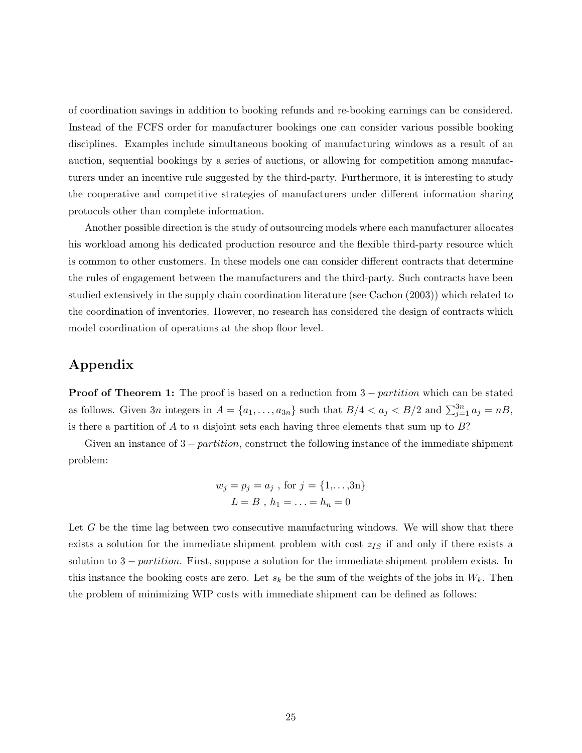of coordination savings in addition to booking refunds and re-booking earnings can be considered. Instead of the FCFS order for manufacturer bookings one can consider various possible booking disciplines. Examples include simultaneous booking of manufacturing windows as a result of an auction, sequential bookings by a series of auctions, or allowing for competition among manufacturers under an incentive rule suggested by the third-party. Furthermore, it is interesting to study the cooperative and competitive strategies of manufacturers under different information sharing protocols other than complete information.

Another possible direction is the study of outsourcing models where each manufacturer allocates his workload among his dedicated production resource and the flexible third-party resource which is common to other customers. In these models one can consider different contracts that determine the rules of engagement between the manufacturers and the third-party. Such contracts have been studied extensively in the supply chain coordination literature (see Cachon (2003)) which related to the coordination of inventories. However, no research has considered the design of contracts which model coordination of operations at the shop floor level.

## Appendix

**Proof of Theorem 1:** The proof is based on a reduction from $3-partition$ which can be stated as follows. Given $3n$ integers in $A = \{a_1, \ldots, a_{3n}\}$ such that $B/4 < a_j < B/2$ and $\sum_{j=1}^{3n} a_j = nB$, is there a partition of $A$ to $n$ disjoint sets each having three elements that sum up to $B$?

Given an instance of $3-partition$, construct the following instance of the immediate shipment problem:

$$w_j = p_j = a_j \text{ , for } j = \{1,\ldots,3\text{n}\}$$
$$L = B \text{ , } h_1 = \ldots = h_n = 0$$

Let $G$ be the time lag between two consecutive manufacturing windows. We will show that there exists a solution for the immediate shipment problem with cost $z_{IS}$ if and only if there exists a solution to $3-partition$. First, suppose a solution for the immediate shipment problem exists. In this instance the booking costs are zero. Let $s_k$ be the sum of the weights of the jobs in $W_k$. Then the problem of minimizing WIP costs with immediate shipment can be defined as follows: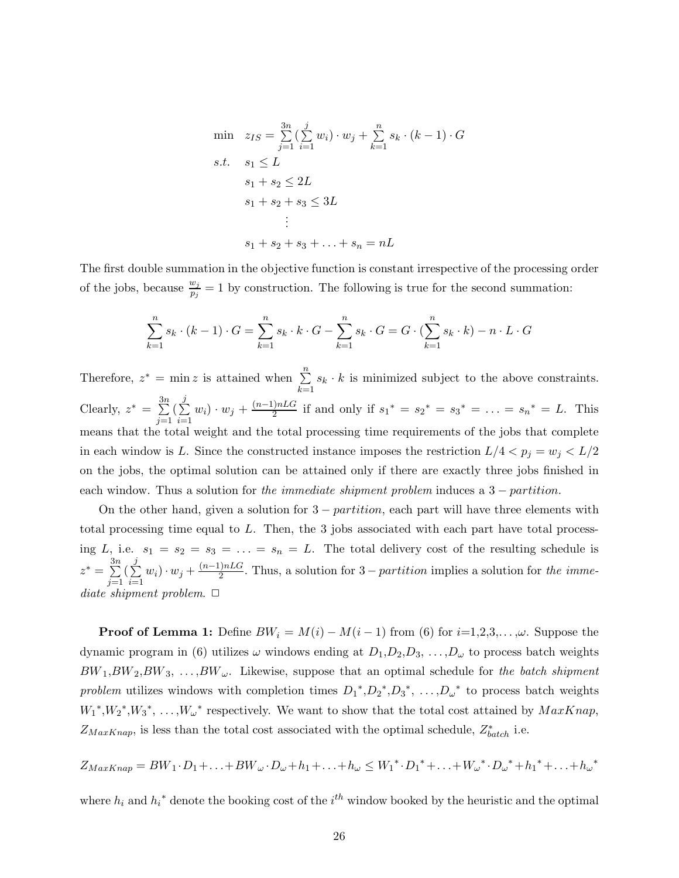$$
\begin{aligned}
\min \quad & z_{IS} = \sum_{j=1}^{3n} \left(\sum_{i=1}^{j} w_i\right) \cdot w_j + \sum_{k=1}^{n} s_k \cdot (k-1) \cdot G \\
s.t. \quad & s_1 \leq L \\
& s_1 + s_2 \leq 2L \\
& s_1 + s_2 + s_3 \leq 3L \\
& \quad \vdots \\
& s_1 + s_2 + s_3 + \ldots + s_n = nL
\end{aligned}
$$

The first double summation in the objective function is constant irrespective of the processing order of the jobs, because $\frac{w_j}{p_j} = 1$ by construction. The following is true for the second summation:

$$
\sum_{k=1}^{n} s_k \cdot (k-1) \cdot G = \sum_{k=1}^{n} s_k \cdot k \cdot G - \sum_{k=1}^{n} s_k \cdot G = G \cdot \left(\sum_{k=1}^{n} s_k \cdot k\right) - n \cdot L \cdot G
$$

Therefore, $z^* = \min z$ is attained when $\sum_{k=1}^{n} s_k \cdot k$ is minimized subject to the above constraints. Clearly, $z^* = \sum_{j=1}^{3n} (\sum_{i=1}^{j} w_i) \cdot w_j + \frac{(n-1)nLG}{2}$ if and only if $s_1{}^* = s_2{}^* = s_3{}^* = \ldots = s_n{}^* = L$. This means that the total weight and the total processing time requirements of the jobs that complete in each window is $L$. Since the constructed instance imposes the restriction $L/4 < p_j = w_j < L/2$ on the jobs, the optimal solution can be attained only if there are exactly three jobs finished in each window. Thus a solution for *the immediate shipment problem* induces a $3-partition$.

On the other hand, given a solution for $3-partition$, each part will have three elements with total processing time equal to $L$. Then, the 3 jobs associated with each part have total processing $L$, i.e. $s_1 = s_2 = s_3 = \ldots = s_n = L$. The total delivery cost of the resulting schedule is $z^* = \sum_{j=1}^{3n} (\sum_{i=1}^{j} w_i) \cdot w_j + \frac{(n-1)nLG}{2}$. Thus, a solution for $3-partition$ implies a solution for *the immediate shipment problem*. □

**Proof of Lemma 1:** Define $BW_i = M(i) - M(i-1)$ from (6) for $i$=1,2,3,…,$\omega$. Suppose the dynamic program in (6) utilizes $\omega$ windows ending at $D_1$,$D_2$,$D_3$, …,$D_\omega$ to process batch weights $BW_1$,$BW_2$,$BW_3$, …,$BW_\omega$. Likewise, suppose that an optimal schedule for *the batch shipment problem* utilizes windows with completion times $D_1{}^*$,$D_2{}^*$,$D_3{}^*$, …,$D_\omega{}^*$ to process batch weights $W_1{}^*$,$W_2{}^*$,$W_3{}^*$, …,$W_\omega{}^*$ respectively. We want to show that the total cost attained by $MaxKnap$, $Z_{MaxKnap}$, is less than the total cost associated with the optimal schedule, $Z^*_{batch}$ i.e.

$$
Z_{MaxKnap} = BW_1 \cdot D_1 + \ldots + BW_\omega \cdot D_\omega + h_1 + \ldots + h_\omega \leq W_1{}^* \cdot D_1{}^* + \ldots + W_\omega{}^* \cdot D_\omega{}^* + h_1{}^* + \ldots + h_\omega{}^*
$$

where $h_i$ and $h_i{}^*$ denote the booking cost of the $i^{th}$ window booked by the heuristic and the optimal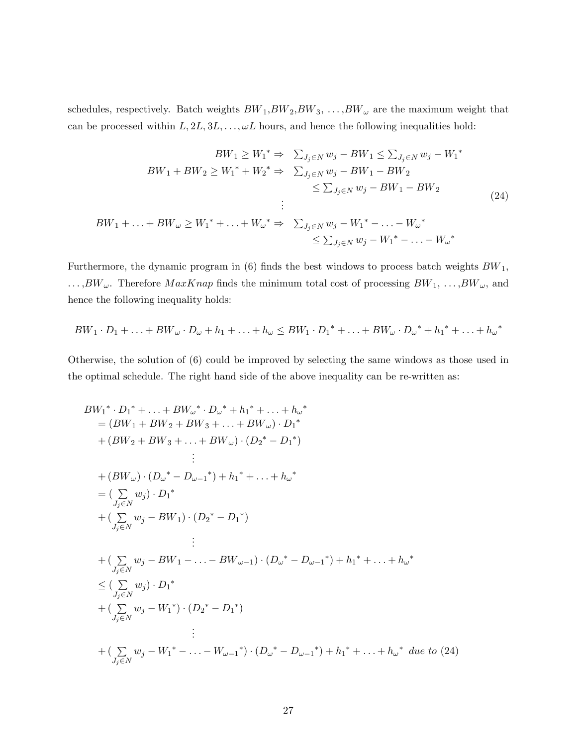schedules, respectively. Batch weights $BW_1$,$BW_2$,$BW_3$, $\ldots$,$BW_\omega$ are the maximum weight that can be processed within $L, 2L, 3L, \ldots, \omega L$ hours, and hence the following inequalities hold:

$$
\begin{aligned}
BW_1 \geq W_1{}^* \Rightarrow & \quad \textstyle\sum_{J_j \in N} w_j - BW_1 \leq \sum_{J_j \in N} w_j - W_1{}^* \\
BW_1 + BW_2 \geq W_1{}^* + W_2{}^* \Rightarrow & \quad \textstyle\sum_{J_j \in N} w_j - BW_1 - BW_2 \\
& \qquad \leq \textstyle\sum_{J_j \in N} w_j - BW_1 - BW_2 \\
& \vdots \\
BW_1 + \ldots + BW_\omega \geq W_1{}^* + \ldots + W_\omega{}^* \Rightarrow & \quad \textstyle\sum_{J_j \in N} w_j - W_1{}^* - \ldots - W_\omega{}^* \\
& \qquad \leq \textstyle\sum_{J_j \in N} w_j - W_1{}^* - \ldots - W_\omega{}^*
\end{aligned}
\tag{24}
$$

Furthermore, the dynamic program in (6) finds the best windows to process batch weights $BW_1$, $\ldots$,$BW_\omega$. Therefore $MaxKnap$ finds the minimum total cost of processing $BW_1$, $\ldots$,$BW_\omega$, and hence the following inequality holds:

$$
BW_1 \cdot D_1 + \ldots + BW_\omega \cdot D_\omega + h_1 + \ldots + h_\omega \leq BW_1 \cdot D_1{}^* + \ldots + BW_\omega \cdot D_\omega{}^* + h_1{}^* + \ldots + h_\omega{}^*
$$

Otherwise, the solution of (6) could be improved by selecting the same windows as those used in the optimal schedule. The right hand side of the above inequality can be re-written as:

$$
\begin{aligned}
& BW_1{}^* \cdot D_1{}^* + \ldots + BW_\omega{}^* \cdot D_\omega{}^* + h_1{}^* + \ldots + h_\omega{}^* \\
& \quad = (BW_1 + BW_2 + BW_3 + \ldots + BW_\omega) \cdot D_1{}^* \\
& \quad + (BW_2 + BW_3 + \ldots + BW_\omega) \cdot (D_2{}^* - D_1{}^*) \\
& \qquad \vdots \\
& \quad + (BW_\omega) \cdot (D_\omega{}^* - D_{\omega-1}{}^*) + h_1{}^* + \ldots + h_\omega{}^* \\
& \quad = (\sum_{J_j \in N} w_j) \cdot D_1{}^* \\
& \quad + (\sum_{J_j \in N} w_j - BW_1) \cdot (D_2{}^* - D_1{}^*) \\
& \qquad \vdots \\
& \quad + (\sum_{J_j \in N} w_j - BW_1 - \ldots - BW_{\omega-1}) \cdot (D_\omega{}^* - D_{\omega-1}{}^*) + h_1{}^* + \ldots + h_\omega{}^* \\
& \quad \leq (\sum_{J_j \in N} w_j) \cdot D_1{}^* \\
& \quad + (\sum_{J_j \in N} w_j - W_1{}^*) \cdot (D_2{}^* - D_1{}^*) \\
& \qquad \vdots \\
& \quad + (\sum_{J_j \in N} w_j - W_1{}^* - \ldots - W_{\omega-1}{}^*) \cdot (D_\omega{}^* - D_{\omega-1}{}^*) + h_1{}^* + \ldots + h_\omega{}^* \ \textit{due to } (24)
\end{aligned}
$$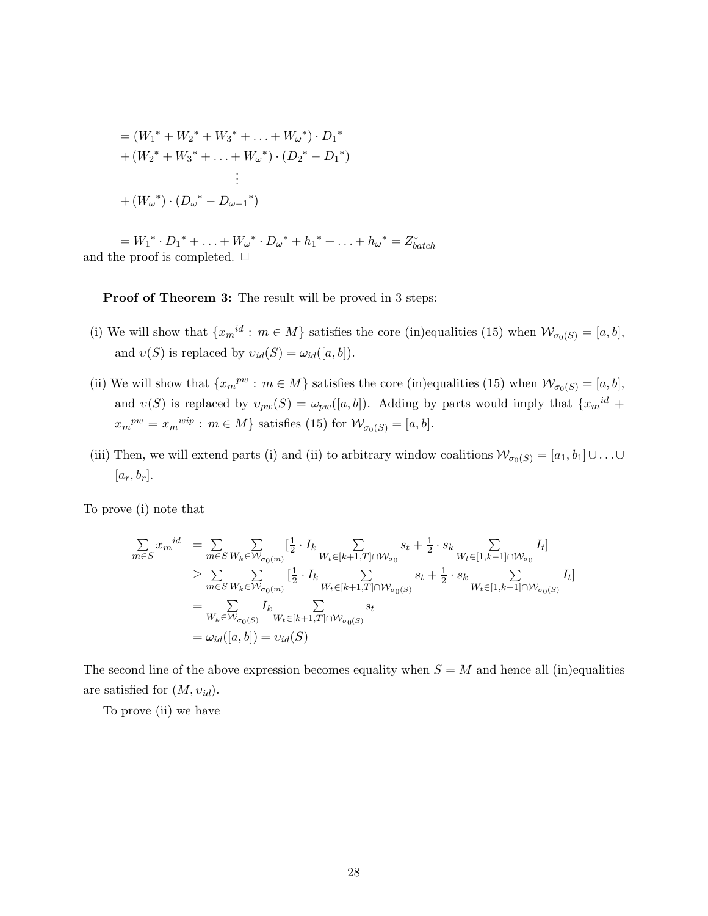$$
\begin{aligned}
&= ({W_1}^* + {W_2}^* + {W_3}^* + \ldots + {W_\omega}^*) \cdot {D_1}^* \\
&+ ({W_2}^* + {W_3}^* + \ldots + {W_\omega}^*) \cdot ({D_2}^* - {D_1}^*) \\
&\qquad \vdots \\
&+ ({W_\omega}^*) \cdot ({D_\omega}^* - {D_{\omega-1}}^*)
\end{aligned}
$$

$$
= {W_1}^* \cdot {D_1}^* + \ldots + {W_\omega}^* \cdot {D_\omega}^* + {h_1}^* + \ldots + {h_\omega}^* = Z^*_{batch}
$$

and the proof is completed. □

**Proof of Theorem 3:** The result will be proved in 3 steps:

(i) We will show that $\{{x_m}^{id} : m \in M\}$ satisfies the core (in)equalities (15) when $\mathcal{W}_{\sigma_0(S)} = [a, b]$, and $\upsilon(S)$ is replaced by $\upsilon_{id}(S) = \omega_{id}([a, b])$.

(ii) We will show that $\{{x_m}^{pw} : m \in M\}$ satisfies the core (in)equalities (15) when $\mathcal{W}_{\sigma_0(S)} = [a, b]$, and $\upsilon(S)$ is replaced by $\upsilon_{pw}(S) = \omega_{pw}([a, b])$. Adding by parts would imply that $\{{x_m}^{id} + {x_m}^{pw} = {x_m}^{wip} : m \in M\}$ satisfies (15) for $\mathcal{W}_{\sigma_0(S)} = [a, b]$.

(iii) Then, we will extend parts (i) and (ii) to arbitrary window coalitions $\mathcal{W}_{\sigma_0(S)} = [a_1, b_1] \cup \ldots \cup [a_r, b_r]$.

To prove (i) note that

$$
\begin{aligned}
\sum_{m \in S} {x_m}^{id} &= \sum_{m \in S} \sum_{W_k \in \mathcal{W}_{\sigma_0(m)}} [\tfrac{1}{2} \cdot I_k \sum_{W_t \in [k+1, T] \cap \mathcal{W}_{\sigma_0}} s_t + \tfrac{1}{2} \cdot s_k \sum_{W_t \in [1, k-1] \cap \mathcal{W}_{\sigma_0}} I_t] \\
&\geq \sum_{m \in S} \sum_{W_k \in \mathcal{W}_{\sigma_0(m)}} [\tfrac{1}{2} \cdot I_k \sum_{W_t \in [k+1, T] \cap \mathcal{W}_{\sigma_0(S)}} s_t + \tfrac{1}{2} \cdot s_k \sum_{W_t \in [1, k-1] \cap \mathcal{W}_{\sigma_0(S)}} I_t] \\
&= \sum_{W_k \in \mathcal{W}_{\sigma_0(S)}} I_k \sum_{W_t \in [k+1, T] \cap \mathcal{W}_{\sigma_0(S)}} s_t \\
&= \omega_{id}([a, b]) = \upsilon_{id}(S)
\end{aligned}
$$

The second line of the above expression becomes equality when $S = M$ and hence all (in)equalities are satisfied for $(M, \upsilon_{id})$.

To prove (ii) we have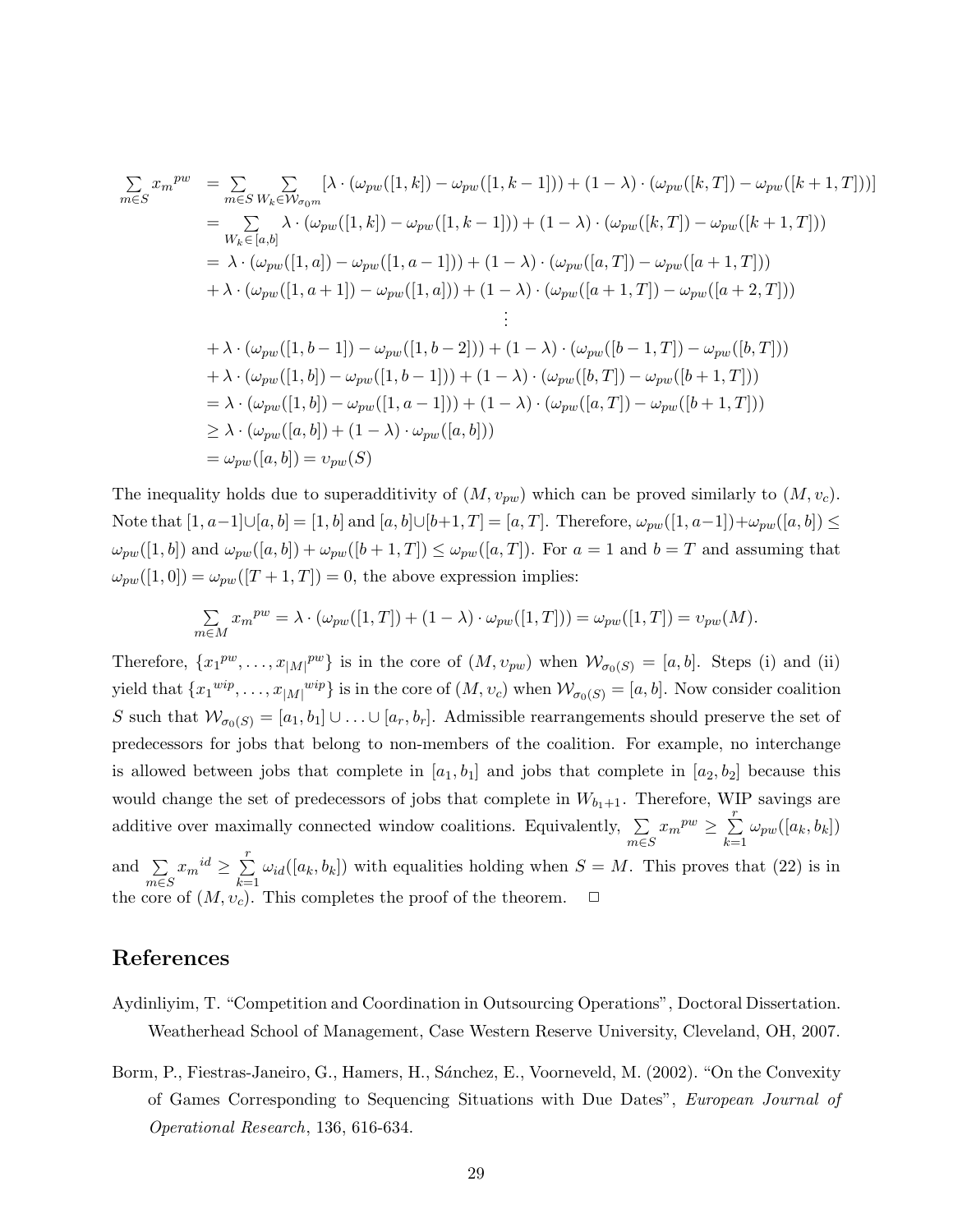$$
\begin{aligned}
\sum_{m\in S} {x_m}^{pw} &= \sum_{m\in S}\sum_{W_k\in \mathcal{W}_{\sigma_0 m}} [\lambda\cdot(\omega_{pw}([1,k])-\omega_{pw}([1,k-1]))+(1-\lambda)\cdot(\omega_{pw}([k,T])-\omega_{pw}([k+1,T]))]\\
&= \sum_{W_k\in[a,b]} \lambda\cdot(\omega_{pw}([1,k])-\omega_{pw}([1,k-1]))+(1-\lambda)\cdot(\omega_{pw}([k,T])-\omega_{pw}([k+1,T]))\\
&= \lambda\cdot(\omega_{pw}([1,a])-\omega_{pw}([1,a-1]))+(1-\lambda)\cdot(\omega_{pw}([a,T])-\omega_{pw}([a+1,T]))\\
&+\lambda\cdot(\omega_{pw}([1,a+1])-\omega_{pw}([1,a]))+(1-\lambda)\cdot(\omega_{pw}([a+1,T])-\omega_{pw}([a+2,T]))\\
&\qquad\vdots\\
&+\lambda\cdot(\omega_{pw}([1,b-1])-\omega_{pw}([1,b-2]))+(1-\lambda)\cdot(\omega_{pw}([b-1,T])-\omega_{pw}([b,T]))\\
&+\lambda\cdot(\omega_{pw}([1,b])-\omega_{pw}([1,b-1]))+(1-\lambda)\cdot(\omega_{pw}([b,T])-\omega_{pw}([b+1,T]))\\
&= \lambda\cdot(\omega_{pw}([1,b])-\omega_{pw}([1,a-1]))+(1-\lambda)\cdot(\omega_{pw}([a,T])-\omega_{pw}([b+1,T]))\\
&\geq \lambda\cdot(\omega_{pw}([a,b])+(1-\lambda)\cdot\omega_{pw}([a,b]))\\
&= \omega_{pw}([a,b]) = \upsilon_{pw}(S)
\end{aligned}
$$

The inequality holds due to superadditivity of $(M,\upsilon_{pw})$ which can be proved similarly to $(M,\upsilon_c)$. Note that $[1,a-1]\cup[a,b]=[1,b]$ and $[a,b]\cup[b+1,T]=[a,T]$. Therefore, $\omega_{pw}([1,a-1])+\omega_{pw}([a,b])\leq \omega_{pw}([1,b])$ and $\omega_{pw}([a,b])+\omega_{pw}([b+1,T])\leq\omega_{pw}([a,T])$. For $a=1$ and $b=T$ and assuming that $\omega_{pw}([1,0])=\omega_{pw}([T+1,T])=0$, the above expression implies:

$$
\sum_{m\in M} {x_m}^{pw} = \lambda\cdot(\omega_{pw}([1,T])+(1-\lambda)\cdot\omega_{pw}([1,T])) = \omega_{pw}([1,T]) = \upsilon_{pw}(M).
$$

Therefore, $\{{x_1}^{pw},\ldots,{x_{|M|}}^{pw}\}$ is in the core of $(M,\upsilon_{pw})$ when $\mathcal{W}_{\sigma_0(S)}=[a,b]$. Steps (i) and (ii) yield that $\{{x_1}^{wip},\ldots,{x_{|M|}}^{wip}\}$ is in the core of $(M,\upsilon_c)$ when $\mathcal{W}_{\sigma_0(S)}=[a,b]$. Now consider coalition $S$ such that $\mathcal{W}_{\sigma_0(S)}=[a_1,b_1]\cup\ldots\cup[a_r,b_r]$. Admissible rearrangements should preserve the set of predecessors for jobs that belong to non-members of the coalition. For example, no interchange is allowed between jobs that complete in $[a_1,b_1]$ and jobs that complete in $[a_2,b_2]$ because this would change the set of predecessors of jobs that complete in $W_{b_1+1}$. Therefore, WIP savings are additive over maximally connected window coalitions. Equivalently, $\sum_{m\in S}{x_m}^{pw}\geq\sum_{k=1}^{r}\omega_{pw}([a_k,b_k])$ and $\sum_{m\in S}{x_m}^{id}\geq\sum_{k=1}^{r}\omega_{id}([a_k,b_k])$ with equalities holding when $S=M$. This proves that (22) is in the core of $(M,\upsilon_c)$. This completes the proof of the theorem. $\square$

## References

Aydinliyim, T. "Competition and Coordination in Outsourcing Operations", Doctoral Dissertation. Weatherhead School of Management, Case Western Reserve University, Cleveland, OH, 2007.

Borm, P., Fiestras-Janeiro, G., Hamers, H., Sánchez, E., Voorneveld, M. (2002). "On the Convexity of Games Corresponding to Sequencing Situations with Due Dates", *European Journal of Operational Research*, 136, 616-634.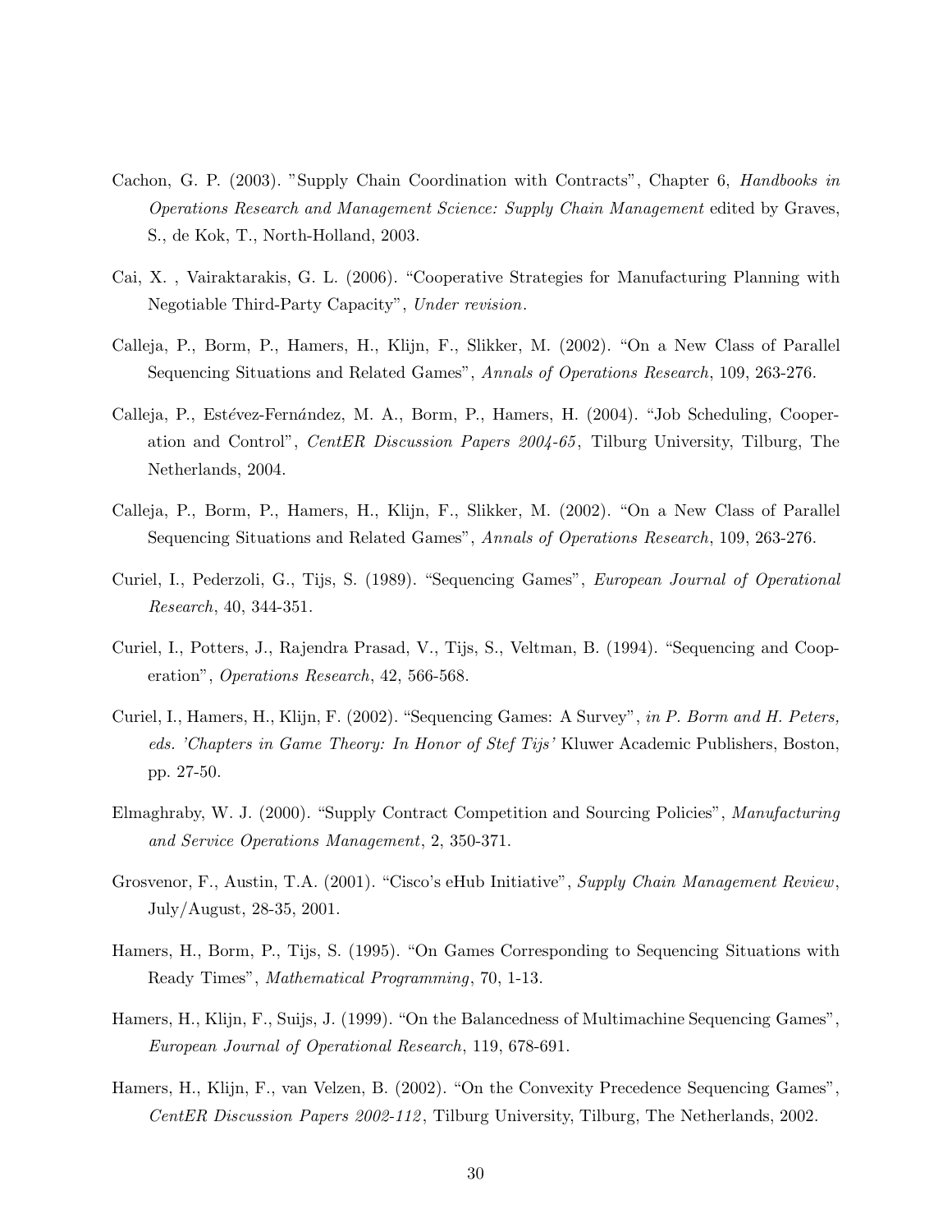Cachon, G. P. (2003). "Supply Chain Coordination with Contracts", Chapter 6, *Handbooks in Operations Research and Management Science: Supply Chain Management* edited by Graves, S., de Kok, T., North-Holland, 2003.

Cai, X. , Vairaktarakis, G. L. (2006). "Cooperative Strategies for Manufacturing Planning with Negotiable Third-Party Capacity", *Under revision*.

Calleja, P., Borm, P., Hamers, H., Klijn, F., Slikker, M. (2002). "On a New Class of Parallel Sequencing Situations and Related Games", *Annals of Operations Research*, 109, 263-276.

Calleja, P., Estévez-Fernández, M. A., Borm, P., Hamers, H. (2004). "Job Scheduling, Cooperation and Control", *CentER Discussion Papers 2004-65*, Tilburg University, Tilburg, The Netherlands, 2004.

Calleja, P., Borm, P., Hamers, H., Klijn, F., Slikker, M. (2002). "On a New Class of Parallel Sequencing Situations and Related Games", *Annals of Operations Research*, 109, 263-276.

Curiel, I., Pederzoli, G., Tijs, S. (1989). "Sequencing Games", *European Journal of Operational Research*, 40, 344-351.

Curiel, I., Potters, J., Rajendra Prasad, V., Tijs, S., Veltman, B. (1994). "Sequencing and Cooperation", *Operations Research*, 42, 566-568.

Curiel, I., Hamers, H., Klijn, F. (2002). "Sequencing Games: A Survey", *in P. Borm and H. Peters, eds. 'Chapters in Game Theory: In Honor of Stef Tijs'* Kluwer Academic Publishers, Boston, pp. 27-50.

Elmaghraby, W. J. (2000). "Supply Contract Competition and Sourcing Policies", *Manufacturing and Service Operations Management*, 2, 350-371.

Grosvenor, F., Austin, T.A. (2001). "Cisco's eHub Initiative", *Supply Chain Management Review*, July/August, 28-35, 2001.

Hamers, H., Borm, P., Tijs, S. (1995). "On Games Corresponding to Sequencing Situations with Ready Times", *Mathematical Programming*, 70, 1-13.

Hamers, H., Klijn, F., Suijs, J. (1999). "On the Balancedness of Multimachine Sequencing Games", *European Journal of Operational Research*, 119, 678-691.

Hamers, H., Klijn, F., van Velzen, B. (2002). "On the Convexity Precedence Sequencing Games", *CentER Discussion Papers 2002-112*, Tilburg University, Tilburg, The Netherlands, 2002.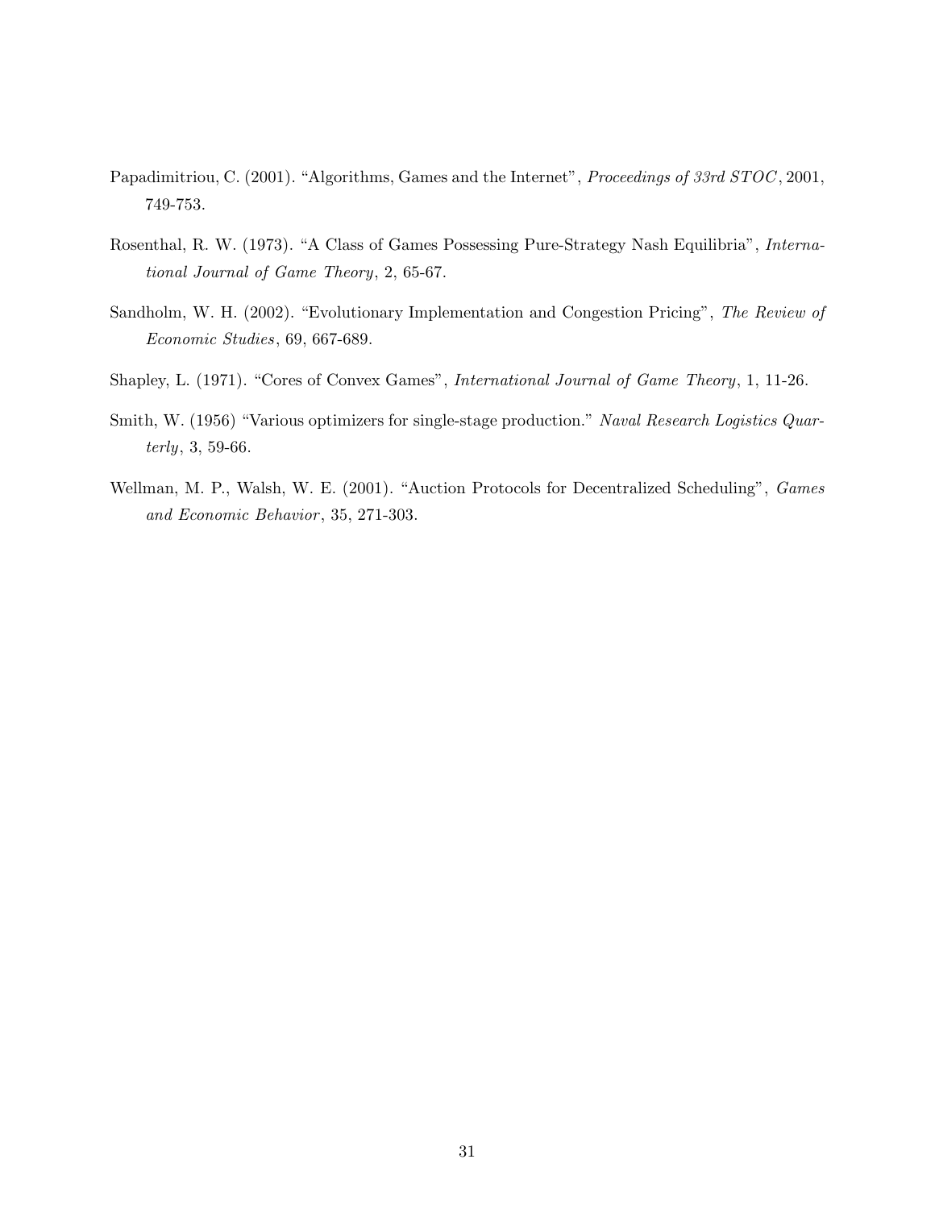Papadimitriou, C. (2001). "Algorithms, Games and the Internet", *Proceedings of 33rd STOC*, 2001, 749-753.

Rosenthal, R. W. (1973). "A Class of Games Possessing Pure-Strategy Nash Equilibria", *International Journal of Game Theory*, 2, 65-67.

Sandholm, W. H. (2002). "Evolutionary Implementation and Congestion Pricing", *The Review of Economic Studies*, 69, 667-689.

Shapley, L. (1971). "Cores of Convex Games", *International Journal of Game Theory*, 1, 11-26.

Smith, W. (1956) "Various optimizers for single-stage production." *Naval Research Logistics Quarterly*, 3, 59-66.

Wellman, M. P., Walsh, W. E. (2001). "Auction Protocols for Decentralized Scheduling", *Games and Economic Behavior*, 35, 271-303.